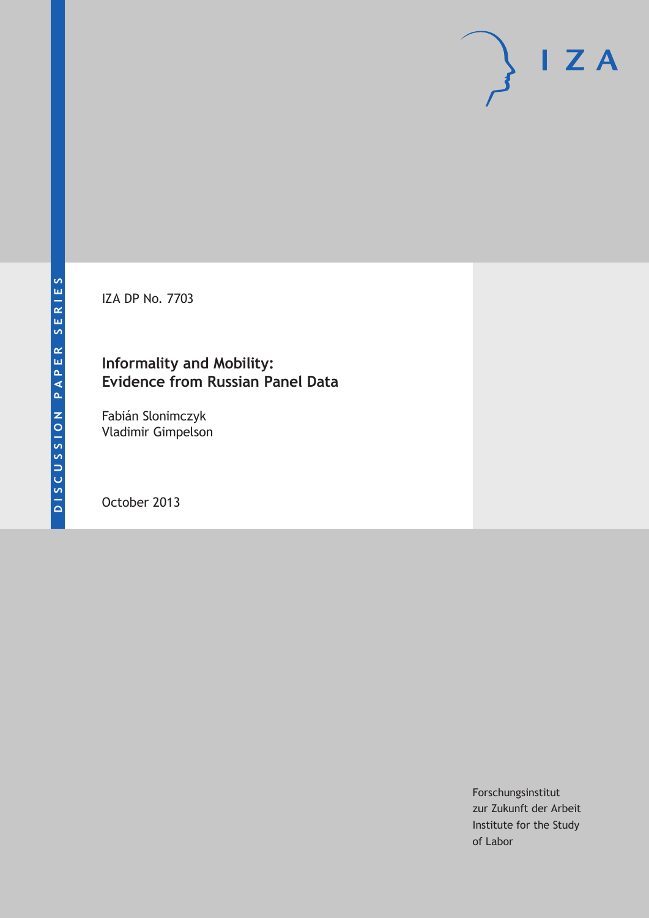DISCUSSION PAPER SERIES

IZA

IZA DP No. 7703

# Informality and Mobility: Evidence from Russian Panel Data

Fabián Slonimczyk
Vladimir Gimpelson

October 2013

Forschungsinstitut
zur Zukunft der Arbeit
Institute for the Study
of Labor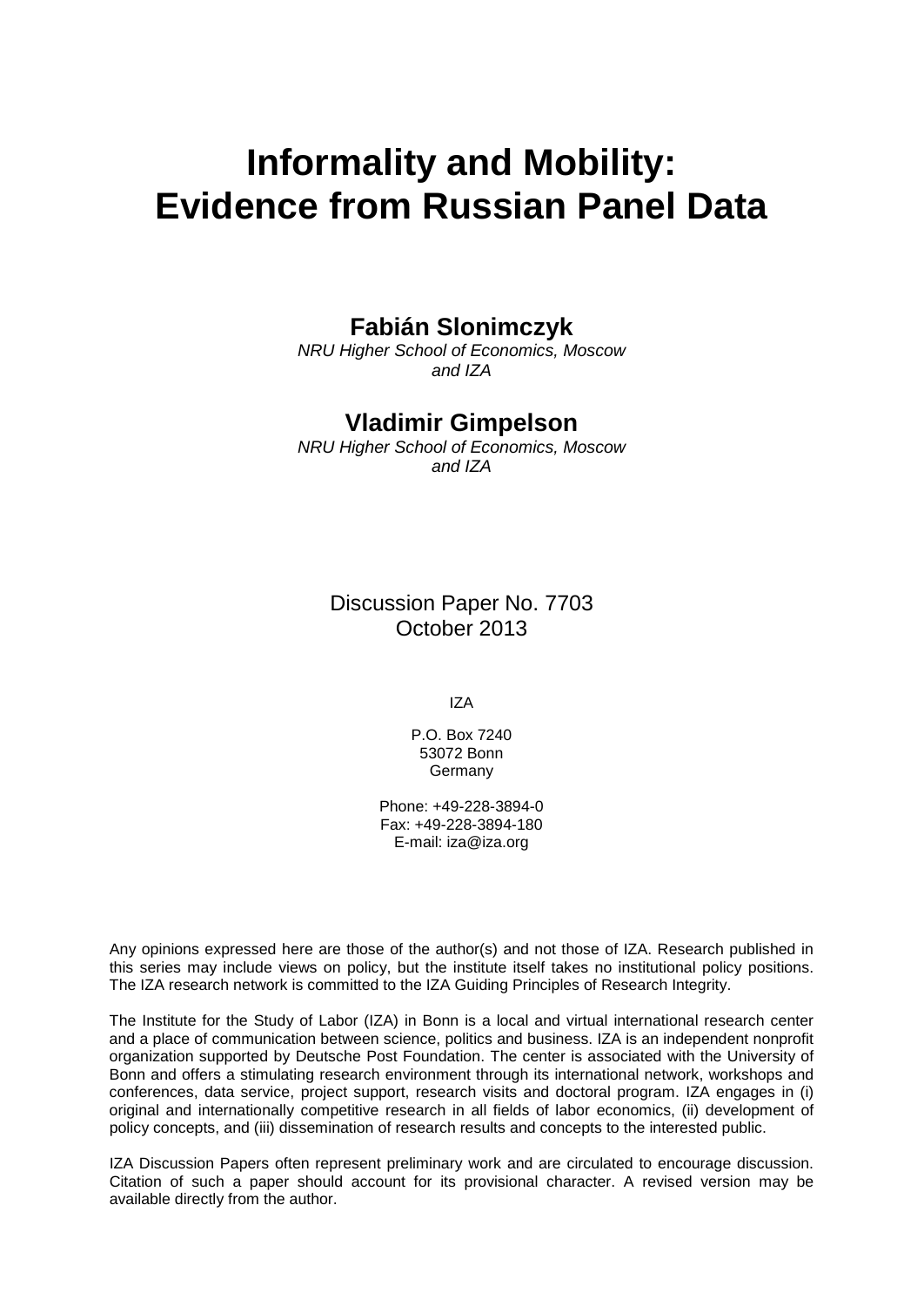# Informality and Mobility: Evidence from Russian Panel Data

**Fabián Slonimczyk**

*NRU Higher School of Economics, Moscow and IZA*

**Vladimir Gimpelson**

*NRU Higher School of Economics, Moscow and IZA*

Discussion Paper No. 7703
October 2013

IZA

P.O. Box 7240
53072 Bonn
Germany

Phone: +49-228-3894-0
Fax: +49-228-3894-180
E-mail: iza@iza.org

Any opinions expressed here are those of the author(s) and not those of IZA. Research published in this series may include views on policy, but the institute itself takes no institutional policy positions. The IZA research network is committed to the IZA Guiding Principles of Research Integrity.

The Institute for the Study of Labor (IZA) in Bonn is a local and virtual international research center and a place of communication between science, politics and business. IZA is an independent nonprofit organization supported by Deutsche Post Foundation. The center is associated with the University of Bonn and offers a stimulating research environment through its international network, workshops and conferences, data service, project support, research visits and doctoral program. IZA engages in (i) original and internationally competitive research in all fields of labor economics, (ii) development of policy concepts, and (iii) dissemination of research results and concepts to the interested public.

IZA Discussion Papers often represent preliminary work and are circulated to encourage discussion. Citation of such a paper should account for its provisional character. A revised version may be available directly from the author.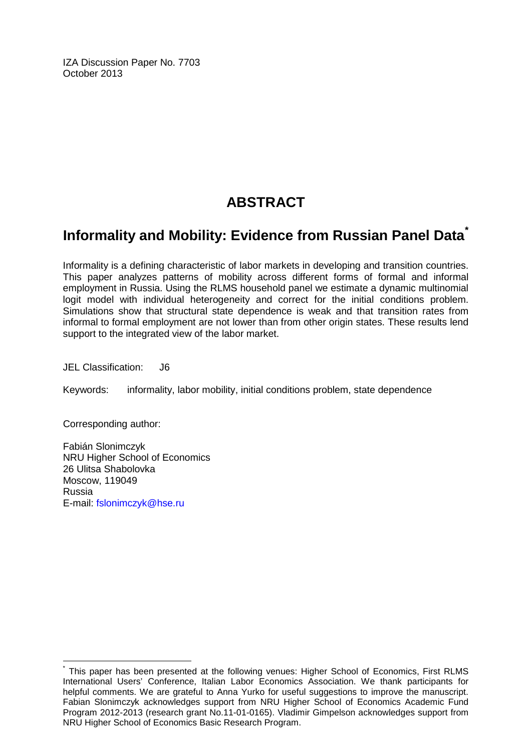IZA Discussion Paper No. 7703
October 2013

# ABSTRACT

## Informality and Mobility: Evidence from Russian Panel Data[*]

Informality is a defining characteristic of labor markets in developing and transition countries. This paper analyzes patterns of mobility across different forms of formal and informal employment in Russia. Using the RLMS household panel we estimate a dynamic multinomial logit model with individual heterogeneity and correct for the initial conditions problem. Simulations show that structural state dependence is weak and that transition rates from informal to formal employment are not lower than from other origin states. These results lend support to the integrated view of the labor market.

JEL Classification: J6

Keywords: informality, labor mobility, initial conditions problem, state dependence

Corresponding author:

Fabián Slonimczyk
NRU Higher School of Economics
26 Ulitsa Shabolovka
Moscow, 119049
Russia
E-mail: fslonimczyk@hse.ru

[*] This paper has been presented at the following venues: Higher School of Economics, First RLMS International Users' Conference, Italian Labor Economics Association. We thank participants for helpful comments. We are grateful to Anna Yurko for useful suggestions to improve the manuscript. Fabian Slonimczyk acknowledges support from NRU Higher School of Economics Academic Fund Program 2012-2013 (research grant No.11-01-0165). Vladimir Gimpelson acknowledges support from NRU Higher School of Economics Basic Research Program.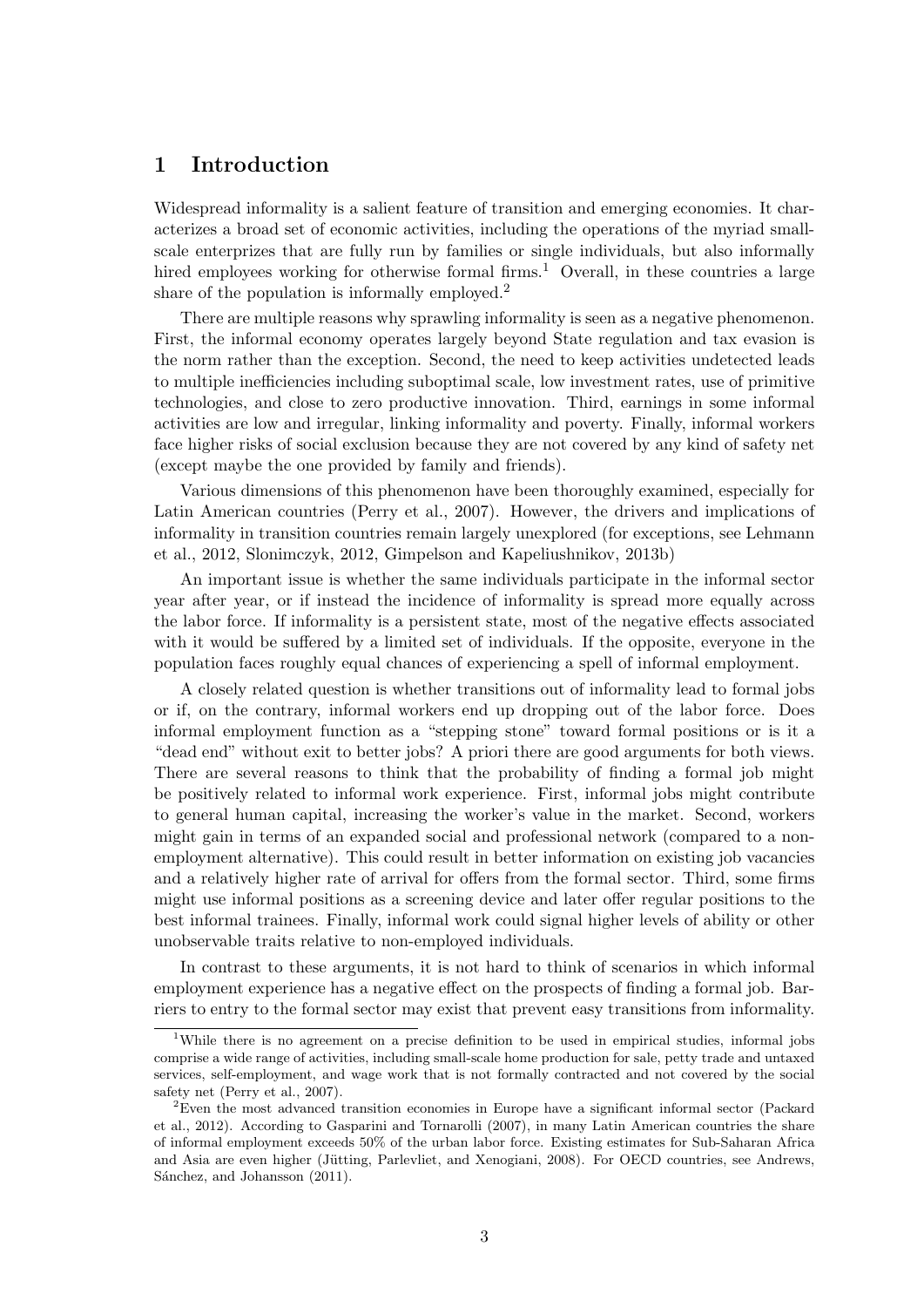# 1 Introduction

Widespread informality is a salient feature of transition and emerging economies. It characterizes a broad set of economic activities, including the operations of the myriad small-scale enterprizes that are fully run by families or single individuals, but also informally hired employees working for otherwise formal firms.[1] Overall, in these countries a large share of the population is informally employed.[2]

There are multiple reasons why sprawling informality is seen as a negative phenomenon. First, the informal economy operates largely beyond State regulation and tax evasion is the norm rather than the exception. Second, the need to keep activities undetected leads to multiple inefficiencies including suboptimal scale, low investment rates, use of primitive technologies, and close to zero productive innovation. Third, earnings in some informal activities are low and irregular, linking informality and poverty. Finally, informal workers face higher risks of social exclusion because they are not covered by any kind of safety net (except maybe the one provided by family and friends).

Various dimensions of this phenomenon have been thoroughly examined, especially for Latin American countries (Perry et al., 2007). However, the drivers and implications of informality in transition countries remain largely unexplored (for exceptions, see Lehmann et al., 2012, Slonimczyk, 2012, Gimpelson and Kapeliushnikov, 2013b)

An important issue is whether the same individuals participate in the informal sector year after year, or if instead the incidence of informality is spread more equally across the labor force. If informality is a persistent state, most of the negative effects associated with it would be suffered by a limited set of individuals. If the opposite, everyone in the population faces roughly equal chances of experiencing a spell of informal employment.

A closely related question is whether transitions out of informality lead to formal jobs or if, on the contrary, informal workers end up dropping out of the labor force. Does informal employment function as a "stepping stone" toward formal positions or is it a "dead end" without exit to better jobs? A priori there are good arguments for both views. There are several reasons to think that the probability of finding a formal job might be positively related to informal work experience. First, informal jobs might contribute to general human capital, increasing the worker's value in the market. Second, workers might gain in terms of an expanded social and professional network (compared to a non-employment alternative). This could result in better information on existing job vacancies and a relatively higher rate of arrival for offers from the formal sector. Third, some firms might use informal positions as a screening device and later offer regular positions to the best informal trainees. Finally, informal work could signal higher levels of ability or other unobservable traits relative to non-employed individuals.

In contrast to these arguments, it is not hard to think of scenarios in which informal employment experience has a negative effect on the prospects of finding a formal job. Barriers to entry to the formal sector may exist that prevent easy transitions from informality.

[1] While there is no agreement on a precise definition to be used in empirical studies, informal jobs comprise a wide range of activities, including small-scale home production for sale, petty trade and untaxed services, self-employment, and wage work that is not formally contracted and not covered by the social safety net (Perry et al., 2007).

[2] Even the most advanced transition economies in Europe have a significant informal sector (Packard et al., 2012). According to Gasparini and Tornarolli (2007), in many Latin American countries the share of informal employment exceeds 50% of the urban labor force. Existing estimates for Sub-Saharan Africa and Asia are even higher (Jütting, Parlevliet, and Xenogiani, 2008). For OECD countries, see Andrews, Sánchez, and Johansson (2011).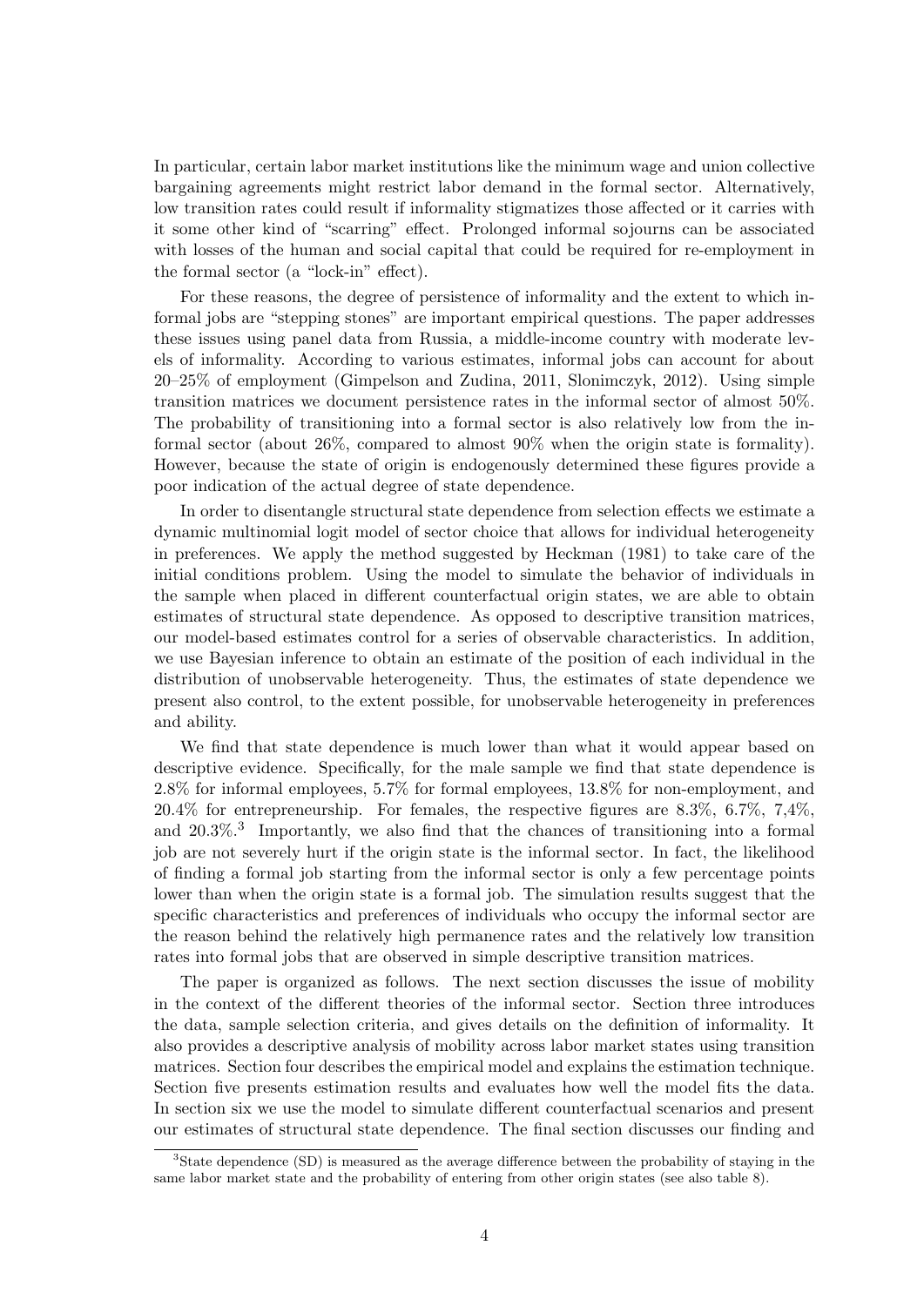In particular, certain labor market institutions like the minimum wage and union collective bargaining agreements might restrict labor demand in the formal sector. Alternatively, low transition rates could result if informality stigmatizes those affected or it carries with it some other kind of "scarring" effect. Prolonged informal sojourns can be associated with losses of the human and social capital that could be required for re-employment in the formal sector (a "lock-in" effect).

For these reasons, the degree of persistence of informality and the extent to which informal jobs are "stepping stones" are important empirical questions. The paper addresses these issues using panel data from Russia, a middle-income country with moderate levels of informality. According to various estimates, informal jobs can account for about 20–25% of employment (Gimpelson and Zudina, 2011, Slonimczyk, 2012). Using simple transition matrices we document persistence rates in the informal sector of almost 50%. The probability of transitioning into a formal sector is also relatively low from the informal sector (about 26%, compared to almost 90% when the origin state is formality). However, because the state of origin is endogenously determined these figures provide a poor indication of the actual degree of state dependence.

In order to disentangle structural state dependence from selection effects we estimate a dynamic multinomial logit model of sector choice that allows for individual heterogeneity in preferences. We apply the method suggested by Heckman (1981) to take care of the initial conditions problem. Using the model to simulate the behavior of individuals in the sample when placed in different counterfactual origin states, we are able to obtain estimates of structural state dependence. As opposed to descriptive transition matrices, our model-based estimates control for a series of observable characteristics. In addition, we use Bayesian inference to obtain an estimate of the position of each individual in the distribution of unobservable heterogeneity. Thus, the estimates of state dependence we present also control, to the extent possible, for unobservable heterogeneity in preferences and ability.

We find that state dependence is much lower than what it would appear based on descriptive evidence. Specifically, for the male sample we find that state dependence is 2.8% for informal employees, 5.7% for formal employees, 13.8% for non-employment, and 20.4% for entrepreneurship. For females, the respective figures are 8.3%, 6.7%, 7,4%, and 20.3%.[3] Importantly, we also find that the chances of transitioning into a formal job are not severely hurt if the origin state is the informal sector. In fact, the likelihood of finding a formal job starting from the informal sector is only a few percentage points lower than when the origin state is a formal job. The simulation results suggest that the specific characteristics and preferences of individuals who occupy the informal sector are the reason behind the relatively high permanence rates and the relatively low transition rates into formal jobs that are observed in simple descriptive transition matrices.

The paper is organized as follows. The next section discusses the issue of mobility in the context of the different theories of the informal sector. Section three introduces the data, sample selection criteria, and gives details on the definition of informality. It also provides a descriptive analysis of mobility across labor market states using transition matrices. Section four describes the empirical model and explains the estimation technique. Section five presents estimation results and evaluates how well the model fits the data. In section six we use the model to simulate different counterfactual scenarios and present our estimates of structural state dependence. The final section discusses our finding and

[3] State dependence (SD) is measured as the average difference between the probability of staying in the same labor market state and the probability of entering from other origin states (see also table 8).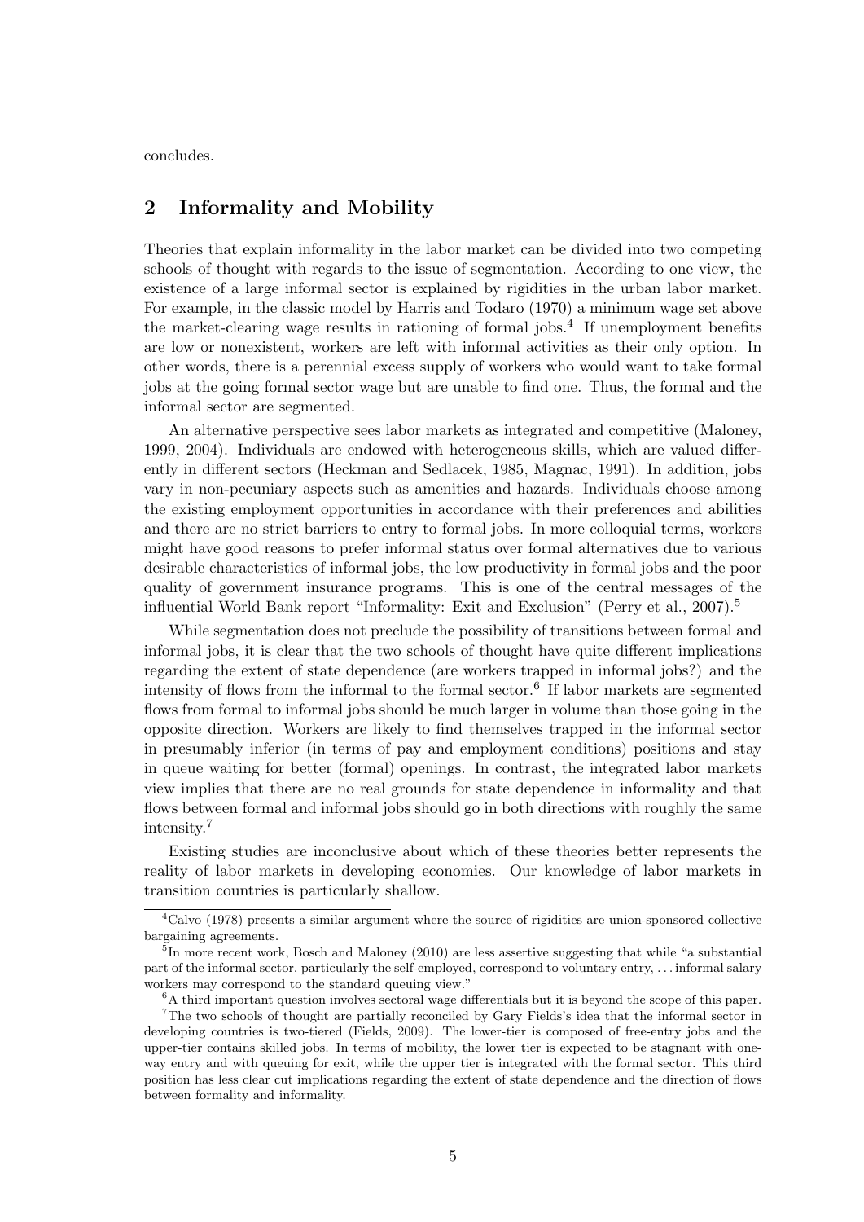concludes.

## 2 Informality and Mobility

Theories that explain informality in the labor market can be divided into two competing schools of thought with regards to the issue of segmentation. According to one view, the existence of a large informal sector is explained by rigidities in the urban labor market. For example, in the classic model by Harris and Todaro (1970) a minimum wage set above the market-clearing wage results in rationing of formal jobs.[4] If unemployment benefits are low or nonexistent, workers are left with informal activities as their only option. In other words, there is a perennial excess supply of workers who would want to take formal jobs at the going formal sector wage but are unable to find one. Thus, the formal and the informal sector are segmented.

An alternative perspective sees labor markets as integrated and competitive (Maloney, 1999, 2004). Individuals are endowed with heterogeneous skills, which are valued differently in different sectors (Heckman and Sedlacek, 1985, Magnac, 1991). In addition, jobs vary in non-pecuniary aspects such as amenities and hazards. Individuals choose among the existing employment opportunities in accordance with their preferences and abilities and there are no strict barriers to entry to formal jobs. In more colloquial terms, workers might have good reasons to prefer informal status over formal alternatives due to various desirable characteristics of informal jobs, the low productivity in formal jobs and the poor quality of government insurance programs. This is one of the central messages of the influential World Bank report "Informality: Exit and Exclusion" (Perry et al., 2007).[5]

While segmentation does not preclude the possibility of transitions between formal and informal jobs, it is clear that the two schools of thought have quite different implications regarding the extent of state dependence (are workers trapped in informal jobs?) and the intensity of flows from the informal to the formal sector.[6] If labor markets are segmented flows from formal to informal jobs should be much larger in volume than those going in the opposite direction. Workers are likely to find themselves trapped in the informal sector in presumably inferior (in terms of pay and employment conditions) positions and stay in queue waiting for better (formal) openings. In contrast, the integrated labor markets view implies that there are no real grounds for state dependence in informality and that flows between formal and informal jobs should go in both directions with roughly the same intensity.[7]

Existing studies are inconclusive about which of these theories better represents the reality of labor markets in developing economies. Our knowledge of labor markets in transition countries is particularly shallow.

---

[4] Calvo (1978) presents a similar argument where the source of rigidities are union-sponsored collective bargaining agreements.

[5] In more recent work, Bosch and Maloney (2010) are less assertive suggesting that while "a substantial part of the informal sector, particularly the self-employed, correspond to voluntary entry, . . . informal salary workers may correspond to the standard queuing view."

[6] A third important question involves sectoral wage differentials but it is beyond the scope of this paper.

[7] The two schools of thought are partially reconciled by Gary Fields's idea that the informal sector in developing countries is two-tiered (Fields, 2009). The lower-tier is composed of free-entry jobs and the upper-tier contains skilled jobs. In terms of mobility, the lower tier is expected to be stagnant with one-way entry and with queuing for exit, while the upper tier is integrated with the formal sector. This third position has less clear cut implications regarding the extent of state dependence and the direction of flows between formality and informality.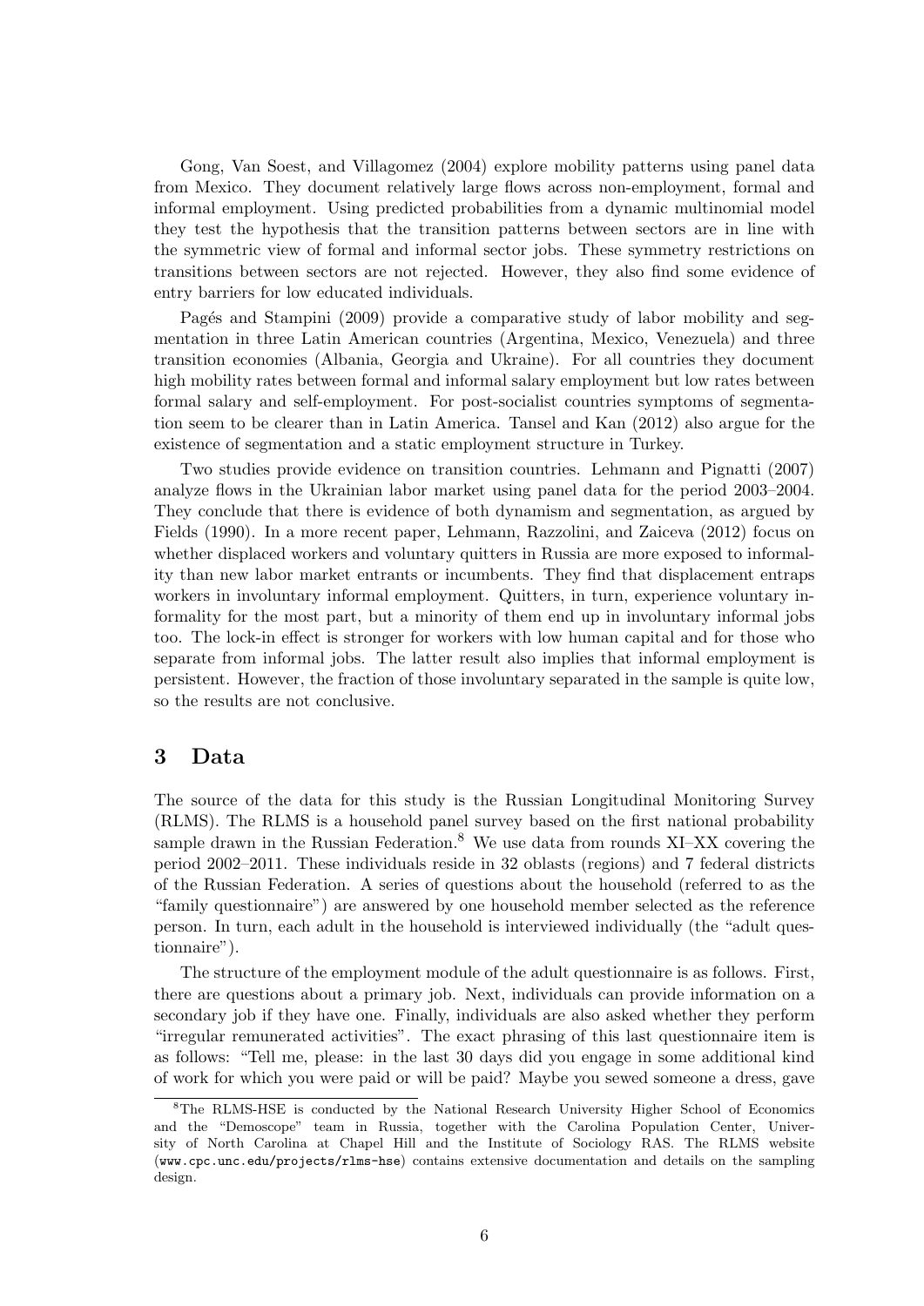Gong, Van Soest, and Villagomez (2004) explore mobility patterns using panel data from Mexico. They document relatively large flows across non-employment, formal and informal employment. Using predicted probabilities from a dynamic multinomial model they test the hypothesis that the transition patterns between sectors are in line with the symmetric view of formal and informal sector jobs. These symmetry restrictions on transitions between sectors are not rejected. However, they also find some evidence of entry barriers for low educated individuals.

Pagés and Stampini (2009) provide a comparative study of labor mobility and segmentation in three Latin American countries (Argentina, Mexico, Venezuela) and three transition economies (Albania, Georgia and Ukraine). For all countries they document high mobility rates between formal and informal salary employment but low rates between formal salary and self-employment. For post-socialist countries symptoms of segmentation seem to be clearer than in Latin America. Tansel and Kan (2012) also argue for the existence of segmentation and a static employment structure in Turkey.

Two studies provide evidence on transition countries. Lehmann and Pignatti (2007) analyze flows in the Ukrainian labor market using panel data for the period 2003–2004. They conclude that there is evidence of both dynamism and segmentation, as argued by Fields (1990). In a more recent paper, Lehmann, Razzolini, and Zaiceva (2012) focus on whether displaced workers and voluntary quitters in Russia are more exposed to informality than new labor market entrants or incumbents. They find that displacement entraps workers in involuntary informal employment. Quitters, in turn, experience voluntary informality for the most part, but a minority of them end up in involuntary informal jobs too. The lock-in effect is stronger for workers with low human capital and for those who separate from informal jobs. The latter result also implies that informal employment is persistent. However, the fraction of those involuntary separated in the sample is quite low, so the results are not conclusive.

## 3 Data

The source of the data for this study is the Russian Longitudinal Monitoring Survey (RLMS). The RLMS is a household panel survey based on the first national probability sample drawn in the Russian Federation.[8] We use data from rounds XI–XX covering the period 2002–2011. These individuals reside in 32 oblasts (regions) and 7 federal districts of the Russian Federation. A series of questions about the household (referred to as the "family questionnaire") are answered by one household member selected as the reference person. In turn, each adult in the household is interviewed individually (the "adult questionnaire").

The structure of the employment module of the adult questionnaire is as follows. First, there are questions about a primary job. Next, individuals can provide information on a secondary job if they have one. Finally, individuals are also asked whether they perform "irregular remunerated activities". The exact phrasing of this last questionnaire item is as follows: "Tell me, please: in the last 30 days did you engage in some additional kind of work for which you were paid or will be paid? Maybe you sewed someone a dress, gave

[8] The RLMS-HSE is conducted by the National Research University Higher School of Economics and the "Demoscope" team in Russia, together with the Carolina Population Center, University of North Carolina at Chapel Hill and the Institute of Sociology RAS. The RLMS website (www.cpc.unc.edu/projects/rlms-hse) contains extensive documentation and details on the sampling design.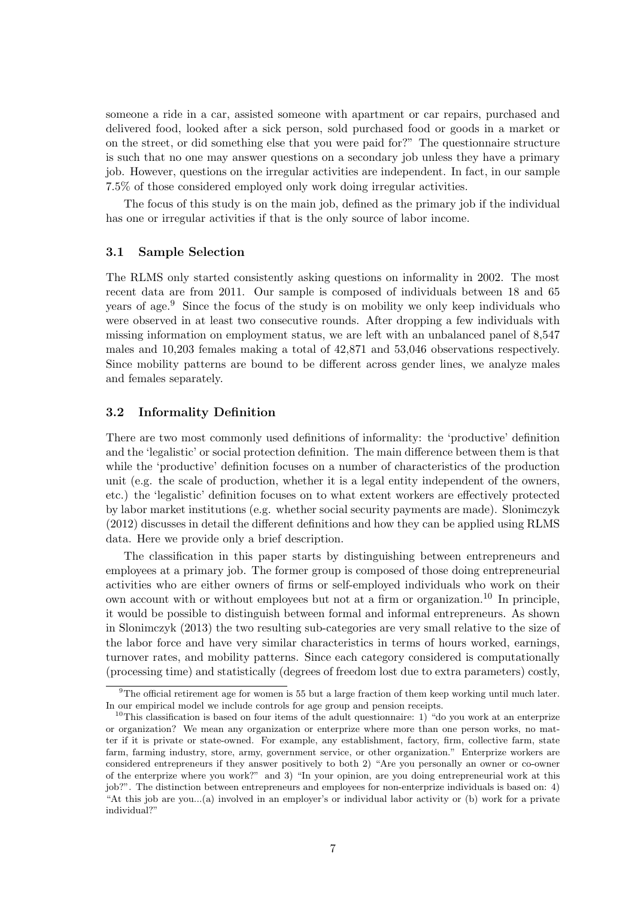someone a ride in a car, assisted someone with apartment or car repairs, purchased and delivered food, looked after a sick person, sold purchased food or goods in a market or on the street, or did something else that you were paid for?" The questionnaire structure is such that no one may answer questions on a secondary job unless they have a primary job. However, questions on the irregular activities are independent. In fact, in our sample 7.5% of those considered employed only work doing irregular activities.

The focus of this study is on the main job, defined as the primary job if the individual has one or irregular activities if that is the only source of labor income.

### 3.1 Sample Selection

The RLMS only started consistently asking questions on informality in 2002. The most recent data are from 2011. Our sample is composed of individuals between 18 and 65 years of age.[9] Since the focus of the study is on mobility we only keep individuals who were observed in at least two consecutive rounds. After dropping a few individuals with missing information on employment status, we are left with an unbalanced panel of 8,547 males and 10,203 females making a total of 42,871 and 53,046 observations respectively. Since mobility patterns are bound to be different across gender lines, we analyze males and females separately.

### 3.2 Informality Definition

There are two most commonly used definitions of informality: the 'productive' definition and the 'legalistic' or social protection definition. The main difference between them is that while the 'productive' definition focuses on a number of characteristics of the production unit (e.g. the scale of production, whether it is a legal entity independent of the owners, etc.) the 'legalistic' definition focuses on to what extent workers are effectively protected by labor market institutions (e.g. whether social security payments are made). Slonimczyk (2012) discusses in detail the different definitions and how they can be applied using RLMS data. Here we provide only a brief description.

The classification in this paper starts by distinguishing between entrepreneurs and employees at a primary job. The former group is composed of those doing entrepreneurial activities who are either owners of firms or self-employed individuals who work on their own account with or without employees but not at a firm or organization.[10] In principle, it would be possible to distinguish between formal and informal entrepreneurs. As shown in Slonimczyk (2013) the two resulting sub-categories are very small relative to the size of the labor force and have very similar characteristics in terms of hours worked, earnings, turnover rates, and mobility patterns. Since each category considered is computationally (processing time) and statistically (degrees of freedom lost due to extra parameters) costly,

[9] The official retirement age for women is 55 but a large fraction of them keep working until much later. In our empirical model we include controls for age group and pension receipts.

[10] This classification is based on four items of the adult questionnaire: 1) "do you work at an enterprize or organization? We mean any organization or enterprize where more than one person works, no matter if it is private or state-owned. For example, any establishment, factory, firm, collective farm, state farm, farming industry, store, army, government service, or other organization." Enterprize workers are considered entrepreneurs if they answer positively to both 2) "Are you personally an owner or co-owner of the enterprize where you work?" and 3) "In your opinion, are you doing entrepreneurial work at this job?". The distinction between entrepreneurs and employees for non-enterprize individuals is based on: 4) "At this job are you...(a) involved in an employer's or individual labor activity or (b) work for a private individual?"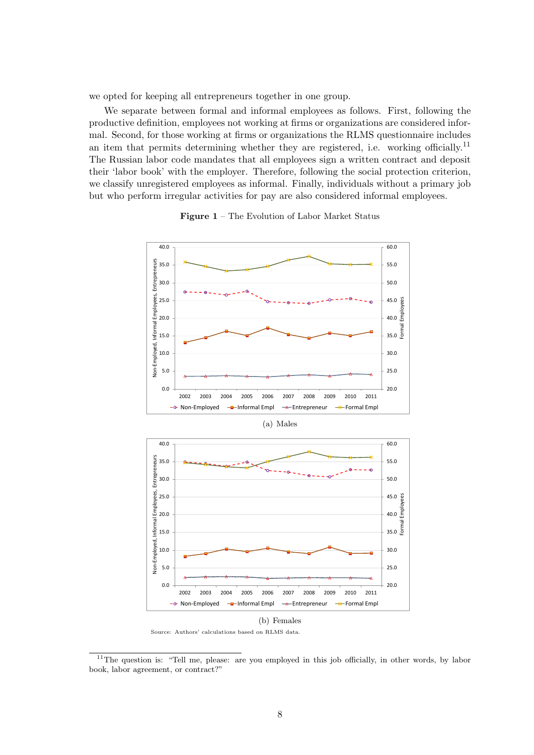we opted for keeping all entrepreneurs together in one group.

We separate between formal and informal employees as follows. First, following the productive definition, employees not working at firms or organizations are considered informal. Second, for those working at firms or organizations the RLMS questionnaire includes an item that permits determining whether they are registered, i.e. working officially.[11] The Russian labor code mandates that all employees sign a written contract and deposit their 'labor book' with the employer. Therefore, following the social protection criterion, we classify unregistered employees as informal. Finally, individuals without a primary job but who perform irregular activities for pay are also considered informal employees.

**Figure 1** – The Evolution of Labor Market Status

(a) Males

(b) Females

Source: Authors' calculations based on RLMS data.

[11]The question is: "Tell me, please: are you employed in this job officially, in other words, by labor book, labor agreement, or contract?"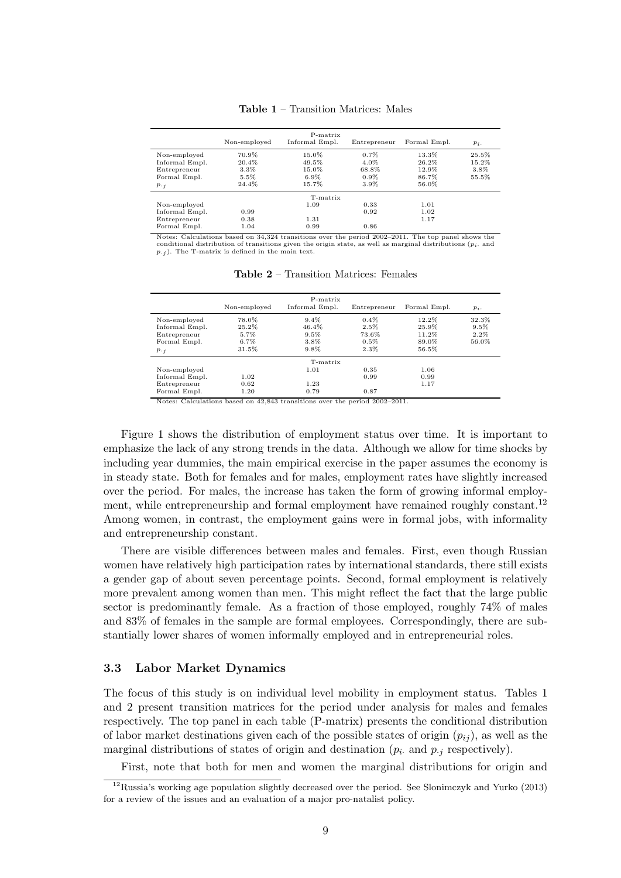**Table 1** – Transition Matrices: Males

| | Non-employed | Informal Empl. | Entrepreneur | Formal Empl. | $p_{i\cdot}$ |
|---|---|---|---|---|---|
| | | P-matrix | | | |
| Non-employed | 70.9% | 15.0% | 0.7% | 13.3% | 25.5% |
| Informal Empl. | 20.4% | 49.5% | 4.0% | 26.2% | 15.2% |
| Entrepreneur | 3.3% | 15.0% | 68.8% | 12.9% | 3.8% |
| Formal Empl. | 5.5% | 6.9% | 0.9% | 86.7% | 55.5% |
| $p_{\cdot j}$ | 24.4% | 15.7% | 3.9% | 56.0% | |
| | | T-matrix | | | |
| Non-employed | | 1.09 | 0.33 | 1.01 | |
| Informal Empl. | 0.99 | | 0.92 | 1.02 | |
| Entrepreneur | 0.38 | 1.31 | | 1.17 | |
| Formal Empl. | 1.04 | 0.99 | 0.86 | | |

Notes: Calculations based on 34,324 transitions over the period 2002–2011. The top panel shows the conditional distribution of transitions given the origin state, as well as marginal distributions ($p_{i\cdot}$ and $p_{\cdot j}$). The T-matrix is defined in the main text.

**Table 2** – Transition Matrices: Females

| | Non-employed | Informal Empl. | Entrepreneur | Formal Empl. | $p_{i\cdot}$ |
|---|---|---|---|---|---|
| | | P-matrix | | | |
| Non-employed | 78.0% | 9.4% | 0.4% | 12.2% | 32.3% |
| Informal Empl. | 25.2% | 46.4% | 2.5% | 25.9% | 9.5% |
| Entrepreneur | 5.7% | 9.5% | 73.6% | 11.2% | 2.2% |
| Formal Empl. | 6.7% | 3.8% | 0.5% | 89.0% | 56.0% |
| $p_{\cdot j}$ | 31.5% | 9.8% | 2.3% | 56.5% | |
| | | T-matrix | | | |
| Non-employed | | 1.01 | 0.35 | 1.06 | |
| Informal Empl. | 1.02 | | 0.99 | 0.99 | |
| Entrepreneur | 0.62 | 1.23 | | 1.17 | |
| Formal Empl. | 1.20 | 0.79 | 0.87 | | |

Notes: Calculations based on 42,843 transitions over the period 2002–2011.

Figure 1 shows the distribution of employment status over time. It is important to emphasize the lack of any strong trends in the data. Although we allow for time shocks by including year dummies, the main empirical exercise in the paper assumes the economy is in steady state. Both for females and for males, employment rates have slightly increased over the period. For males, the increase has taken the form of growing informal employment, while entrepreneurship and formal employment have remained roughly constant.[12] Among women, in contrast, the employment gains were in formal jobs, with informality and entrepreneurship constant.

There are visible differences between males and females. First, even though Russian women have relatively high participation rates by international standards, there still exists a gender gap of about seven percentage points. Second, formal employment is relatively more prevalent among women than men. This might reflect the fact that the large public sector is predominantly female. As a fraction of those employed, roughly 74% of males and 83% of females in the sample are formal employees. Correspondingly, there are substantially lower shares of women informally employed and in entrepreneurial roles.

### 3.3 Labor Market Dynamics

The focus of this study is on individual level mobility in employment status. Tables 1 and 2 present transition matrices for the period under analysis for males and females respectively. The top panel in each table (P-matrix) presents the conditional distribution of labor market destinations given each of the possible states of origin ($p_{ij}$), as well as the marginal distributions of states of origin and destination ($p_{i\cdot}$ and $p_{\cdot j}$ respectively).

First, note that both for men and women the marginal distributions for origin and

[12] Russia's working age population slightly decreased over the period. See Slonimczyk and Yurko (2013) for a review of the issues and an evaluation of a major pro-natalist policy.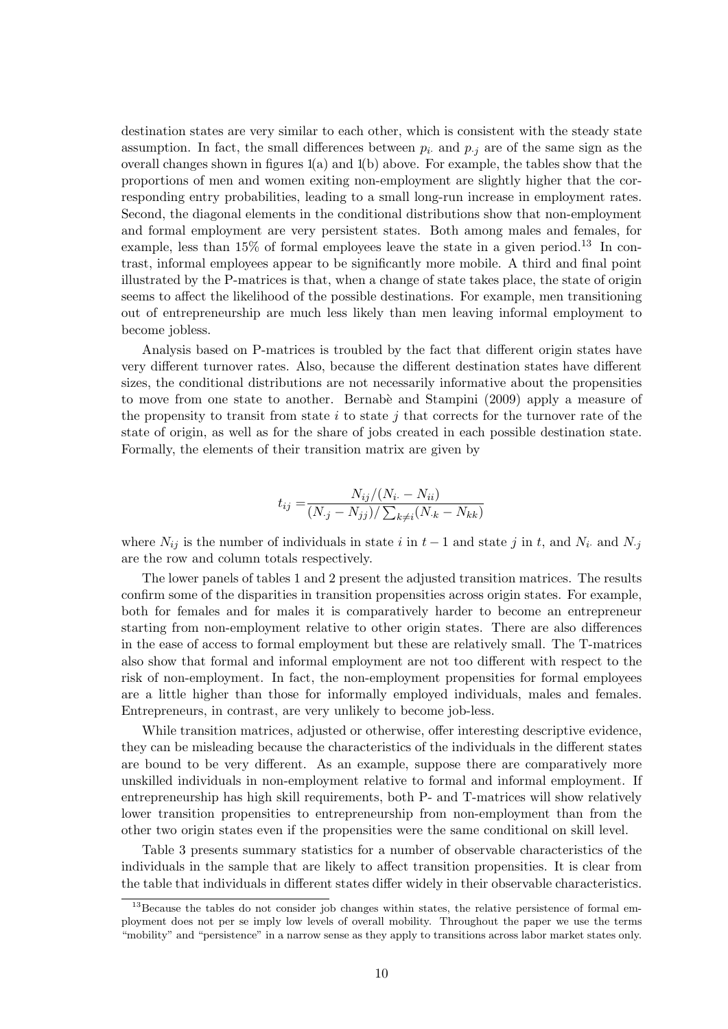destination states are very similar to each other, which is consistent with the steady state assumption. In fact, the small differences between $p_{i\cdot}$ and $p_{\cdot j}$ are of the same sign as the overall changes shown in figures 1(a) and 1(b) above. For example, the tables show that the proportions of men and women exiting non-employment are slightly higher that the corresponding entry probabilities, leading to a small long-run increase in employment rates. Second, the diagonal elements in the conditional distributions show that non-employment and formal employment are very persistent states. Both among males and females, for example, less than 15% of formal employees leave the state in a given period.[13] In contrast, informal employees appear to be significantly more mobile. A third and final point illustrated by the P-matrices is that, when a change of state takes place, the state of origin seems to affect the likelihood of the possible destinations. For example, men transitioning out of entrepreneurship are much less likely than men leaving informal employment to become jobless.

Analysis based on P-matrices is troubled by the fact that different origin states have very different turnover rates. Also, because the different destination states have different sizes, the conditional distributions are not necessarily informative about the propensities to move from one state to another. Bernabè and Stampini (2009) apply a measure of the propensity to transit from state $i$ to state $j$ that corrects for the turnover rate of the state of origin, as well as for the share of jobs created in each possible destination state. Formally, the elements of their transition matrix are given by

$$t_{ij} = \frac{N_{ij}/(N_{i\cdot} - N_{ii})}{(N_{\cdot j} - N_{jj})/\sum_{k \neq i}(N_{\cdot k} - N_{kk})}$$

where $N_{ij}$ is the number of individuals in state $i$ in $t-1$ and state $j$ in $t$, and $N_{i\cdot}$ and $N_{\cdot j}$ are the row and column totals respectively.

The lower panels of tables 1 and 2 present the adjusted transition matrices. The results confirm some of the disparities in transition propensities across origin states. For example, both for females and for males it is comparatively harder to become an entrepreneur starting from non-employment relative to other origin states. There are also differences in the ease of access to formal employment but these are relatively small. The T-matrices also show that formal and informal employment are not too different with respect to the risk of non-employment. In fact, the non-employment propensities for formal employees are a little higher than those for informally employed individuals, males and females. Entrepreneurs, in contrast, are very unlikely to become job-less.

While transition matrices, adjusted or otherwise, offer interesting descriptive evidence, they can be misleading because the characteristics of the individuals in the different states are bound to be very different. As an example, suppose there are comparatively more unskilled individuals in non-employment relative to formal and informal employment. If entrepreneurship has high skill requirements, both P- and T-matrices will show relatively lower transition propensities to entrepreneurship from non-employment than from the other two origin states even if the propensities were the same conditional on skill level.

Table 3 presents summary statistics for a number of observable characteristics of the individuals in the sample that are likely to affect transition propensities. It is clear from the table that individuals in different states differ widely in their observable characteristics.

[13] Because the tables do not consider job changes within states, the relative persistence of formal employment does not per se imply low levels of overall mobility. Throughout the paper we use the terms "mobility" and "persistence" in a narrow sense as they apply to transitions across labor market states only.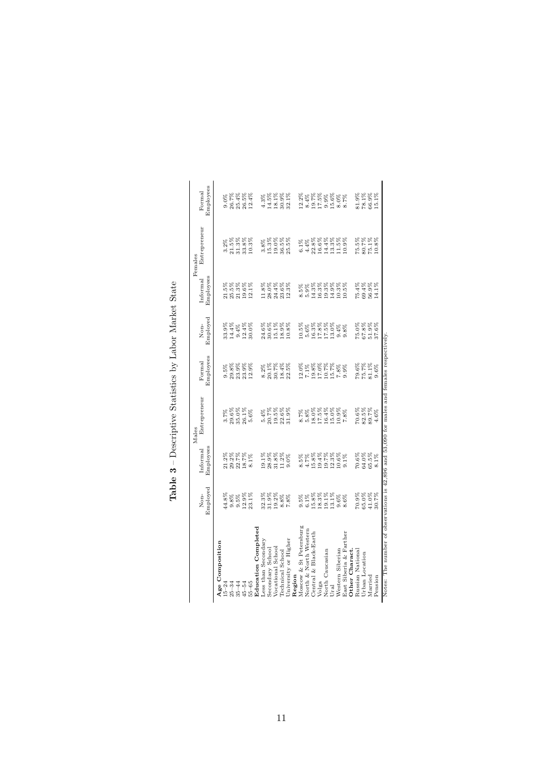**Table 3** – Descriptive Statistics by Labor Market State

| | Males | | | | Females | | | |
|---|---|---|---|---|---|---|---|---|
| | Non-Employed | Informal Employees | Entrepreneur | Formal Employees | Non-Employed | Informal Employees | Entrepreneur | Formal Employees |
| **Age Composition** | | | | | | | | |
| 15–24 | 44.8% | 21.2% | 3.7% | 9.5% | 33.9% | 21.5% | 3.2% | 9.0% |
| 25–34 | 9.8% | 29.2% | 29.6% | 29.8% | 14.4% | 25.5% | 21.5% | 26.7% |
| 35–44 | 9.5% | 22.7% | 35.0% | 23.9% | 9.4% | 21.3% | 31.3% | 25.4% |
| 45–54 | 12.9% | 18.7% | 26.1% | 23.9% | 12.4% | 19.6% | 33.8% | 26.5% |
| 55–65 | 23.1% | 8.1% | 5.6% | 12.9% | 30.0% | 12.1% | 10.3% | 12.4% |
| **Education Completed** | | | | | | | | |
| Less than Secondary | 32.3% | 19.1% | 5.4% | 8.2% | 24.6% | 11.8% | 3.8% | 4.3% |
| Secondary School | 31.9% | 28.9% | 20.7% | 20.1% | 30.6% | 28.0% | 15.3% | 14.5% |
| Vocational School | 19.2% | 31.8% | 19.5% | 30.7% | 15.1% | 24.4% | 19.0% | 18.1% |
| Technical School | 8.8% | 11.2% | 22.6% | 18.4% | 18.9% | 23.6% | 36.5% | 30.9% |
| University or Higher | 7.8% | 9.0% | 31.9% | 22.5% | 10.8% | 12.3% | 25.5% | 32.1% |
| **Region** | | | | | | | | |
| Moscow & St Petersburg | 9.5% | 8.5% | 8.7% | 12.0% | 10.5% | 8.5% | 6.1% | 12.2% |
| North & North Western | 6.1% | 4.7% | 5.8% | 7.1% | 5.6% | 5.9% | 4.4% | 8.4% |
| Central & Black-Earth | 15.8% | 15.8% | 18.0% | 19.8% | 16.3% | 14.3% | 22.8% | 19.7% |
| Volga | 18.3% | 19.4% | 17.5% | 17.0% | 17.8% | 16.3% | 16.6% | 17.5% |
| North Caucasian | 19.1% | 19.7% | 16.4% | 10.7% | 17.5% | 19.9% | 14.4% | 9.9% |
| Ural | 13.1% | 12.3% | 15.0% | 15.7% | 13.0% | 14.9% | 13.3% | 15.6% |
| Western Siberian | 9.6% | 10.6% | 10.9% | 7.8% | 9.4% | 10.3% | 11.5% | 8.0% |
| East Siberia & Farther | 8.6% | 9.1% | 7.8% | 9.9% | 9.8% | 10.5% | 10.9% | 8.7% |
| **Other Charact.** | | | | | | | | |
| Russian National | 70.9% | 70.6% | 70.6% | 79.6% | 75.0% | 75.4% | 75.5% | 81.9% |
| Urban Location | 65.0% | 64.0% | 82.5% | 75.7% | 67.8% | 69.4% | 80.7% | 78.1% |
| Married | 41.0% | 65.5% | 89.7% | 81.1% | 51.9% | 56.9% | 75.1% | 66.9% |
| Pension | 30.7% | 8.1% | 4.6% | 9.6% | 37.6% | 14.1% | 10.8% | 15.1% |

Notes: The number of observations is 42,896 and 53,090 for males and females respectively.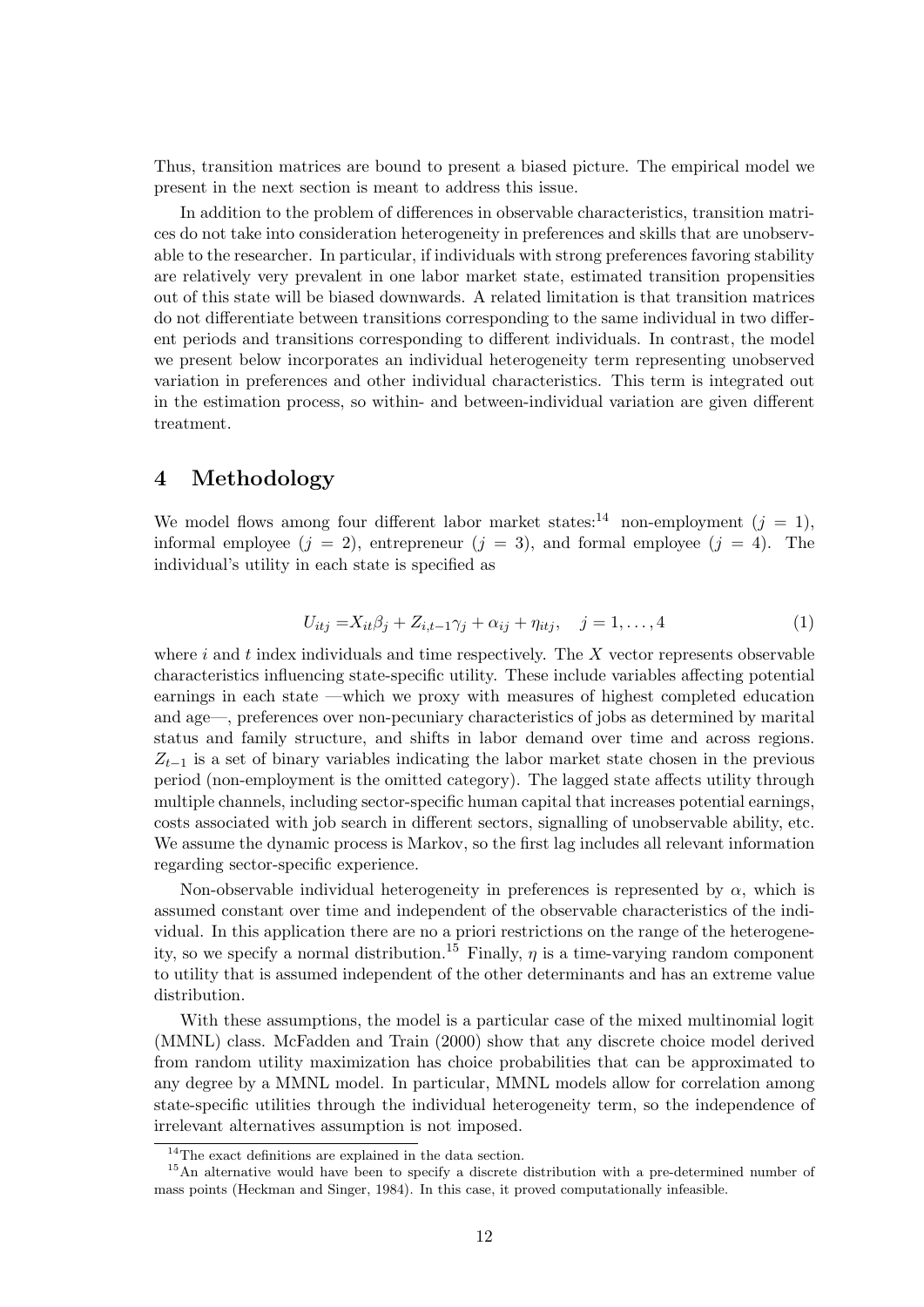Thus, transition matrices are bound to present a biased picture. The empirical model we present in the next section is meant to address this issue.

In addition to the problem of differences in observable characteristics, transition matrices do not take into consideration heterogeneity in preferences and skills that are unobservable to the researcher. In particular, if individuals with strong preferences favoring stability are relatively very prevalent in one labor market state, estimated transition propensities out of this state will be biased downwards. A related limitation is that transition matrices do not differentiate between transitions corresponding to the same individual in two different periods and transitions corresponding to different individuals. In contrast, the model we present below incorporates an individual heterogeneity term representing unobserved variation in preferences and other individual characteristics. This term is integrated out in the estimation process, so within- and between-individual variation are given different treatment.

# 4 Methodology

We model flows among four different labor market states:[14] non-employment ($j = 1$), informal employee ($j = 2$), entrepreneur ($j = 3$), and formal employee ($j = 4$). The individual's utility in each state is specified as

$$U_{itj} = X_{it}\beta_j + Z_{i,t-1}\gamma_j + \alpha_{ij} + \eta_{itj}, \quad j = 1, \ldots, 4 \tag{1}$$

where $i$ and $t$ index individuals and time respectively. The $X$ vector represents observable characteristics influencing state-specific utility. These include variables affecting potential earnings in each state —which we proxy with measures of highest completed education and age—, preferences over non-pecuniary characteristics of jobs as determined by marital status and family structure, and shifts in labor demand over time and across regions. $Z_{t-1}$ is a set of binary variables indicating the labor market state chosen in the previous period (non-employment is the omitted category). The lagged state affects utility through multiple channels, including sector-specific human capital that increases potential earnings, costs associated with job search in different sectors, signalling of unobservable ability, etc. We assume the dynamic process is Markov, so the first lag includes all relevant information regarding sector-specific experience.

Non-observable individual heterogeneity in preferences is represented by $\alpha$, which is assumed constant over time and independent of the observable characteristics of the individual. In this application there are no a priori restrictions on the range of the heterogeneity, so we specify a normal distribution.[15] Finally, $\eta$ is a time-varying random component to utility that is assumed independent of the other determinants and has an extreme value distribution.

With these assumptions, the model is a particular case of the mixed multinomial logit (MMNL) class. McFadden and Train (2000) show that any discrete choice model derived from random utility maximization has choice probabilities that can be approximated to any degree by a MMNL model. In particular, MMNL models allow for correlation among state-specific utilities through the individual heterogeneity term, so the independence of irrelevant alternatives assumption is not imposed.

[14] The exact definitions are explained in the data section.

[15] An alternative would have been to specify a discrete distribution with a pre-determined number of mass points (Heckman and Singer, 1984). In this case, it proved computationally infeasible.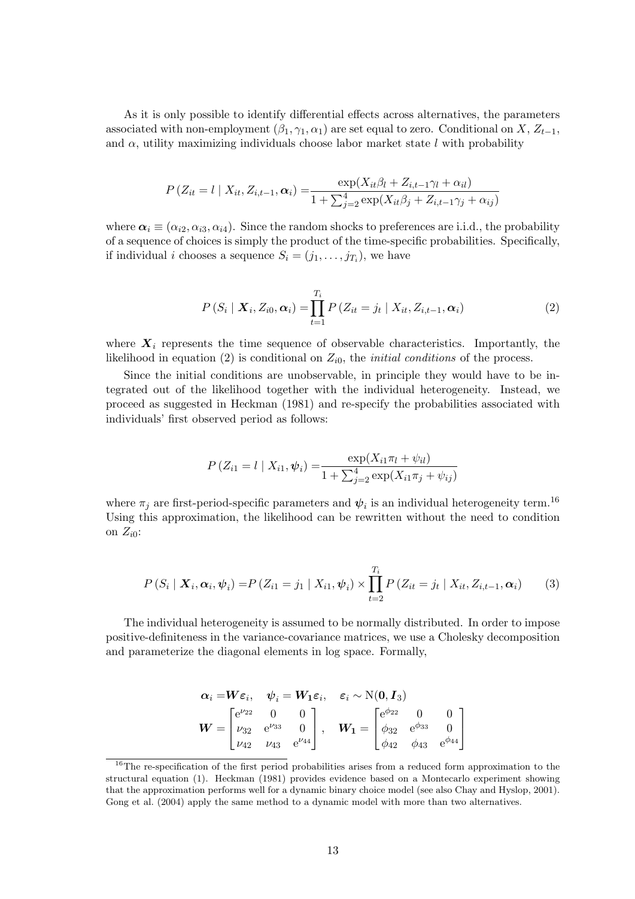As it is only possible to identify differential effects across alternatives, the parameters associated with non-employment ($\beta_1, \gamma_1, \alpha_1$) are set equal to zero. Conditional on $X$, $Z_{t-1}$, and $\alpha$, utility maximizing individuals choose labor market state $l$ with probability

$$P\left(Z_{it} = l \mid X_{it}, Z_{i,t-1}, \boldsymbol{\alpha}_i\right) = \frac{\exp(X_{it}\beta_l + Z_{i,t-1}\gamma_l + \alpha_{il})}{1 + \sum_{j=2}^{4} \exp(X_{it}\beta_j + Z_{i,t-1}\gamma_j + \alpha_{ij})}$$

where $\boldsymbol{\alpha}_i \equiv (\alpha_{i2}, \alpha_{i3}, \alpha_{i4})$. Since the random shocks to preferences are i.i.d., the probability of a sequence of choices is simply the product of the time-specific probabilities. Specifically, if individual $i$ chooses a sequence $S_i = (j_1, \ldots, j_{T_i})$, we have

$$P\left(S_i \mid \boldsymbol{X}_i, Z_{i0}, \boldsymbol{\alpha}_i\right) = \prod_{t=1}^{T_i} P\left(Z_{it} = j_t \mid X_{it}, Z_{i,t-1}, \boldsymbol{\alpha}_i\right) \tag{2}$$

where $\boldsymbol{X}_i$ represents the time sequence of observable characteristics. Importantly, the likelihood in equation (2) is conditional on $Z_{i0}$, the *initial conditions* of the process.

Since the initial conditions are unobservable, in principle they would have to be integrated out of the likelihood together with the individual heterogeneity. Instead, we proceed as suggested in Heckman (1981) and re-specify the probabilities associated with individuals' first observed period as follows:

$$P\left(Z_{i1} = l \mid X_{i1}, \boldsymbol{\psi}_i\right) = \frac{\exp(X_{i1}\pi_l + \psi_{il})}{1 + \sum_{j=2}^{4} \exp(X_{i1}\pi_j + \psi_{ij})}$$

where $\pi_j$ are first-period-specific parameters and $\boldsymbol{\psi}_i$ is an individual heterogeneity term.[16] Using this approximation, the likelihood can be rewritten without the need to condition on $Z_{i0}$:

$$P\left(S_i \mid \boldsymbol{X}_i, \boldsymbol{\alpha}_i, \boldsymbol{\psi}_i\right) = P\left(Z_{i1} = j_1 \mid X_{i1}, \boldsymbol{\psi}_i\right) \times \prod_{t=2}^{T_i} P\left(Z_{it} = j_t \mid X_{it}, Z_{i,t-1}, \boldsymbol{\alpha}_i\right) \tag{3}$$

The individual heterogeneity is assumed to be normally distributed. In order to impose positive-definiteness in the variance-covariance matrices, we use a Cholesky decomposition and parameterize the diagonal elements in log space. Formally,

$$\boldsymbol{\alpha}_i = \boldsymbol{W}\boldsymbol{\varepsilon}_i, \quad \boldsymbol{\psi}_i = \boldsymbol{W_1}\boldsymbol{\varepsilon}_i, \quad \boldsymbol{\varepsilon}_i \sim \mathrm{N}(\boldsymbol{0}, \boldsymbol{I}_3)$$

$$\boldsymbol{W} = \begin{bmatrix} e^{\nu_{22}} & 0 & 0 \\ \nu_{32} & e^{\nu_{33}} & 0 \\ \nu_{42} & \nu_{43} & e^{\nu_{44}} \end{bmatrix}, \quad \boldsymbol{W_1} = \begin{bmatrix} e^{\phi_{22}} & 0 & 0 \\ \phi_{32} & e^{\phi_{33}} & 0 \\ \phi_{42} & \phi_{43} & e^{\phi_{44}} \end{bmatrix}$$

[16] The re-specification of the first period probabilities arises from a reduced form approximation to the structural equation (1). Heckman (1981) provides evidence based on a Montecarlo experiment showing that the approximation performs well for a dynamic binary choice model (see also Chay and Hyslop, 2001). Gong et al. (2004) apply the same method to a dynamic model with more than two alternatives.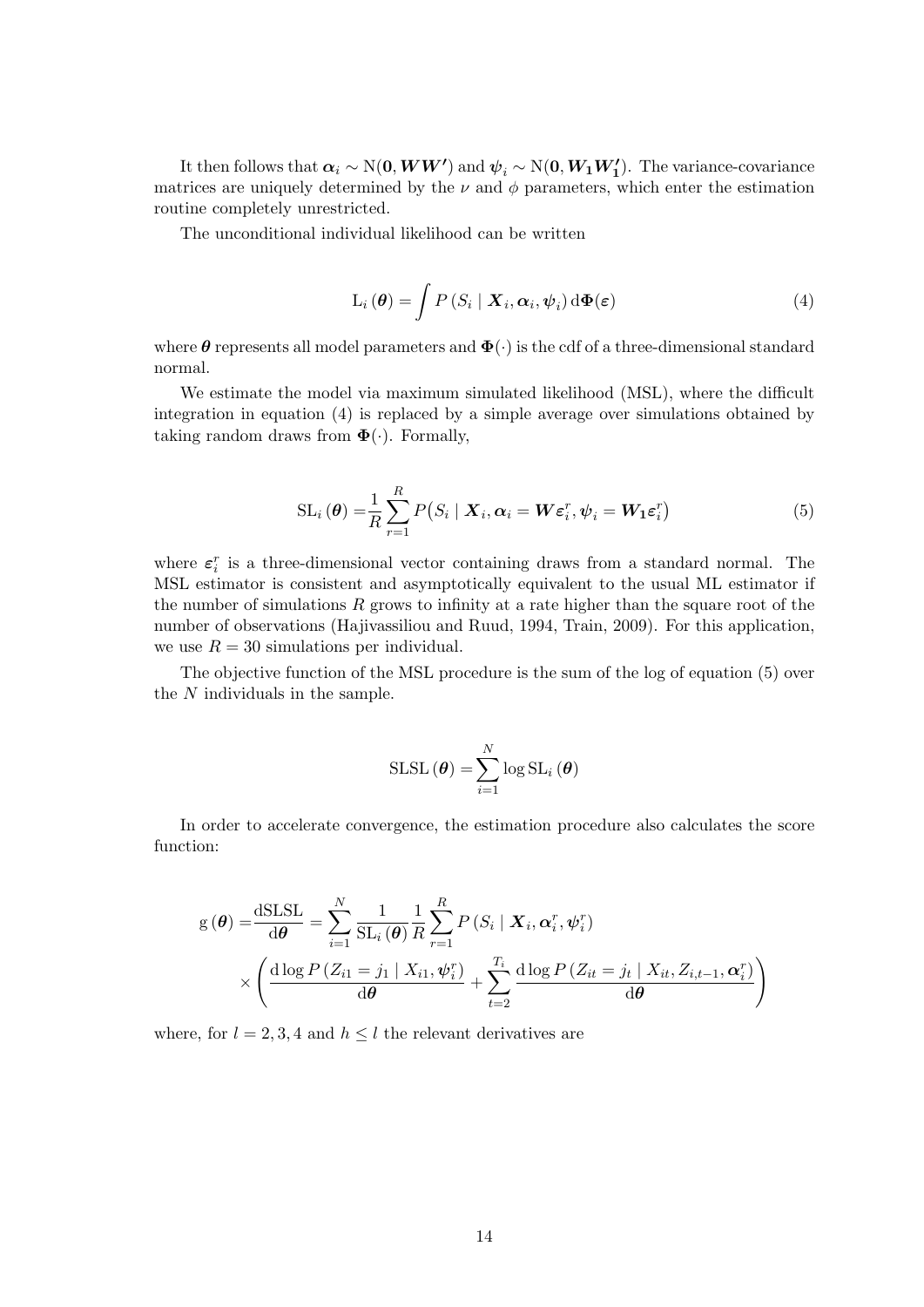It then follows that $\boldsymbol{\alpha}_i \sim \mathrm{N}(\mathbf{0}, \boldsymbol{W}\boldsymbol{W}')$ and $\boldsymbol{\psi}_i \sim \mathrm{N}(\mathbf{0}, \boldsymbol{W_1}\boldsymbol{W_1'})$. The variance-covariance matrices are uniquely determined by the $\nu$ and $\phi$ parameters, which enter the estimation routine completely unrestricted.

The unconditional individual likelihood can be written

$$\mathrm{L}_i(\boldsymbol{\theta}) = \int P(S_i \mid \boldsymbol{X}_i, \boldsymbol{\alpha}_i, \boldsymbol{\psi}_i) \, \mathrm{d}\boldsymbol{\Phi}(\boldsymbol{\varepsilon}) \tag{4}$$

where $\boldsymbol{\theta}$ represents all model parameters and $\boldsymbol{\Phi}(\cdot)$ is the cdf of a three-dimensional standard normal.

We estimate the model via maximum simulated likelihood (MSL), where the difficult integration in equation (4) is replaced by a simple average over simulations obtained by taking random draws from $\boldsymbol{\Phi}(\cdot)$. Formally,

$$\mathrm{SL}_i(\boldsymbol{\theta}) = \frac{1}{R} \sum_{r=1}^{R} P\big(S_i \mid \boldsymbol{X}_i, \boldsymbol{\alpha}_i = \boldsymbol{W}\boldsymbol{\varepsilon}_i^r, \boldsymbol{\psi}_i = \boldsymbol{W_1}\boldsymbol{\varepsilon}_i^r\big) \tag{5}$$

where $\boldsymbol{\varepsilon}_i^r$ is a three-dimensional vector containing draws from a standard normal. The MSL estimator is consistent and asymptotically equivalent to the usual ML estimator if the number of simulations $R$ grows to infinity at a rate higher than the square root of the number of observations (Hajivassiliou and Ruud, 1994, Train, 2009). For this application, we use $R = 30$ simulations per individual.

The objective function of the MSL procedure is the sum of the log of equation (5) over the $N$ individuals in the sample.

$$\mathrm{SLSL}(\boldsymbol{\theta}) = \sum_{i=1}^{N} \log \mathrm{SL}_i(\boldsymbol{\theta})$$

In order to accelerate convergence, the estimation procedure also calculates the score function:

$$\mathrm{g}(\boldsymbol{\theta}) = \frac{\mathrm{dSLSL}}{\mathrm{d}\boldsymbol{\theta}} = \sum_{i=1}^{N} \frac{1}{\mathrm{SL}_i(\boldsymbol{\theta})} \frac{1}{R} \sum_{r=1}^{R} P(S_i \mid \boldsymbol{X}_i, \boldsymbol{\alpha}_i^r, \boldsymbol{\psi}_i^r) \times \left( \frac{\mathrm{d}\log P(Z_{i1} = j_1 \mid X_{i1}, \boldsymbol{\psi}_i^r)}{\mathrm{d}\boldsymbol{\theta}} + \sum_{t=2}^{T_i} \frac{\mathrm{d}\log P(Z_{it} = j_t \mid X_{it}, Z_{i,t-1}, \boldsymbol{\alpha}_i^r)}{\mathrm{d}\boldsymbol{\theta}} \right)$$

where, for $l = 2, 3, 4$ and $h \leq l$ the relevant derivatives are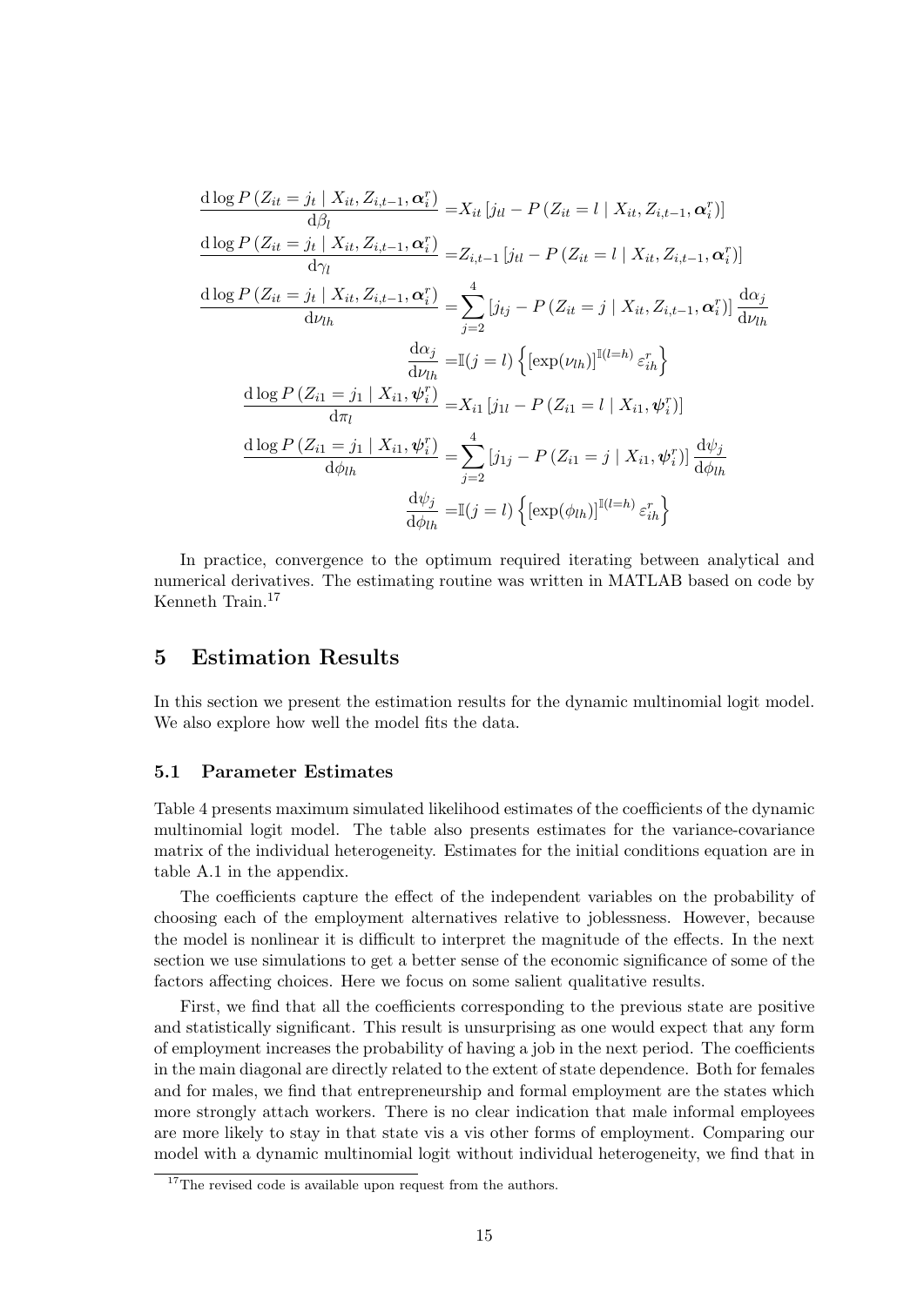$$
\begin{aligned}
\frac{\mathrm{d}\log P\left(Z_{it}=j_t \mid X_{it}, Z_{i,t-1}, \boldsymbol{\alpha}_i^r\right)}{\mathrm{d}\beta_l} =& X_{it}\left[j_{tl} - P\left(Z_{it}=l \mid X_{it}, Z_{i,t-1}, \boldsymbol{\alpha}_i^r\right)\right] \\
\frac{\mathrm{d}\log P\left(Z_{it}=j_t \mid X_{it}, Z_{i,t-1}, \boldsymbol{\alpha}_i^r\right)}{\mathrm{d}\gamma_l} =& Z_{i,t-1}\left[j_{tl} - P\left(Z_{it}=l \mid X_{it}, Z_{i,t-1}, \boldsymbol{\alpha}_i^r\right)\right] \\
\frac{\mathrm{d}\log P\left(Z_{it}=j_t \mid X_{it}, Z_{i,t-1}, \boldsymbol{\alpha}_i^r\right)}{\mathrm{d}\nu_{lh}} =& \sum_{j=2}^{4}\left[j_{tj} - P\left(Z_{it}=j \mid X_{it}, Z_{i,t-1}, \boldsymbol{\alpha}_i^r\right)\right]\frac{\mathrm{d}\alpha_j}{\mathrm{d}\nu_{lh}} \\
\frac{\mathrm{d}\alpha_j}{\mathrm{d}\nu_{lh}} =& \mathbb{I}(j=l)\left\{\left[\exp(\nu_{lh})\right]^{\mathbb{I}(l=h)}\varepsilon_{ih}^r\right\} \\
\frac{\mathrm{d}\log P\left(Z_{i1}=j_1 \mid X_{i1}, \boldsymbol{\psi}_i^r\right)}{\mathrm{d}\pi_l} =& X_{i1}\left[j_{1l} - P\left(Z_{i1}=l \mid X_{i1}, \boldsymbol{\psi}_i^r\right)\right] \\
\frac{\mathrm{d}\log P\left(Z_{i1}=j_1 \mid X_{i1}, \boldsymbol{\psi}_i^r\right)}{\mathrm{d}\phi_{lh}} =& \sum_{j=2}^{4}\left[j_{1j} - P\left(Z_{i1}=j \mid X_{i1}, \boldsymbol{\psi}_i^r\right)\right]\frac{\mathrm{d}\psi_j}{\mathrm{d}\phi_{lh}} \\
\frac{\mathrm{d}\psi_j}{\mathrm{d}\phi_{lh}} =& \mathbb{I}(j=l)\left\{\left[\exp(\phi_{lh})\right]^{\mathbb{I}(l=h)}\varepsilon_{ih}^r\right\}
\end{aligned}
$$

In practice, convergence to the optimum required iterating between analytical and numerical derivatives. The estimating routine was written in MATLAB based on code by Kenneth Train.[17]

## 5 Estimation Results

In this section we present the estimation results for the dynamic multinomial logit model. We also explore how well the model fits the data.

### 5.1 Parameter Estimates

Table 4 presents maximum simulated likelihood estimates of the coefficients of the dynamic multinomial logit model. The table also presents estimates for the variance-covariance matrix of the individual heterogeneity. Estimates for the initial conditions equation are in table A.1 in the appendix.

The coefficients capture the effect of the independent variables on the probability of choosing each of the employment alternatives relative to joblessness. However, because the model is nonlinear it is difficult to interpret the magnitude of the effects. In the next section we use simulations to get a better sense of the economic significance of some of the factors affecting choices. Here we focus on some salient qualitative results.

First, we find that all the coefficients corresponding to the previous state are positive and statistically significant. This result is unsurprising as one would expect that any form of employment increases the probability of having a job in the next period. The coefficients in the main diagonal are directly related to the extent of state dependence. Both for females and for males, we find that entrepreneurship and formal employment are the states which more strongly attach workers. There is no clear indication that male informal employees are more likely to stay in that state vis a vis other forms of employment. Comparing our model with a dynamic multinomial logit without individual heterogeneity, we find that in

[17] The revised code is available upon request from the authors.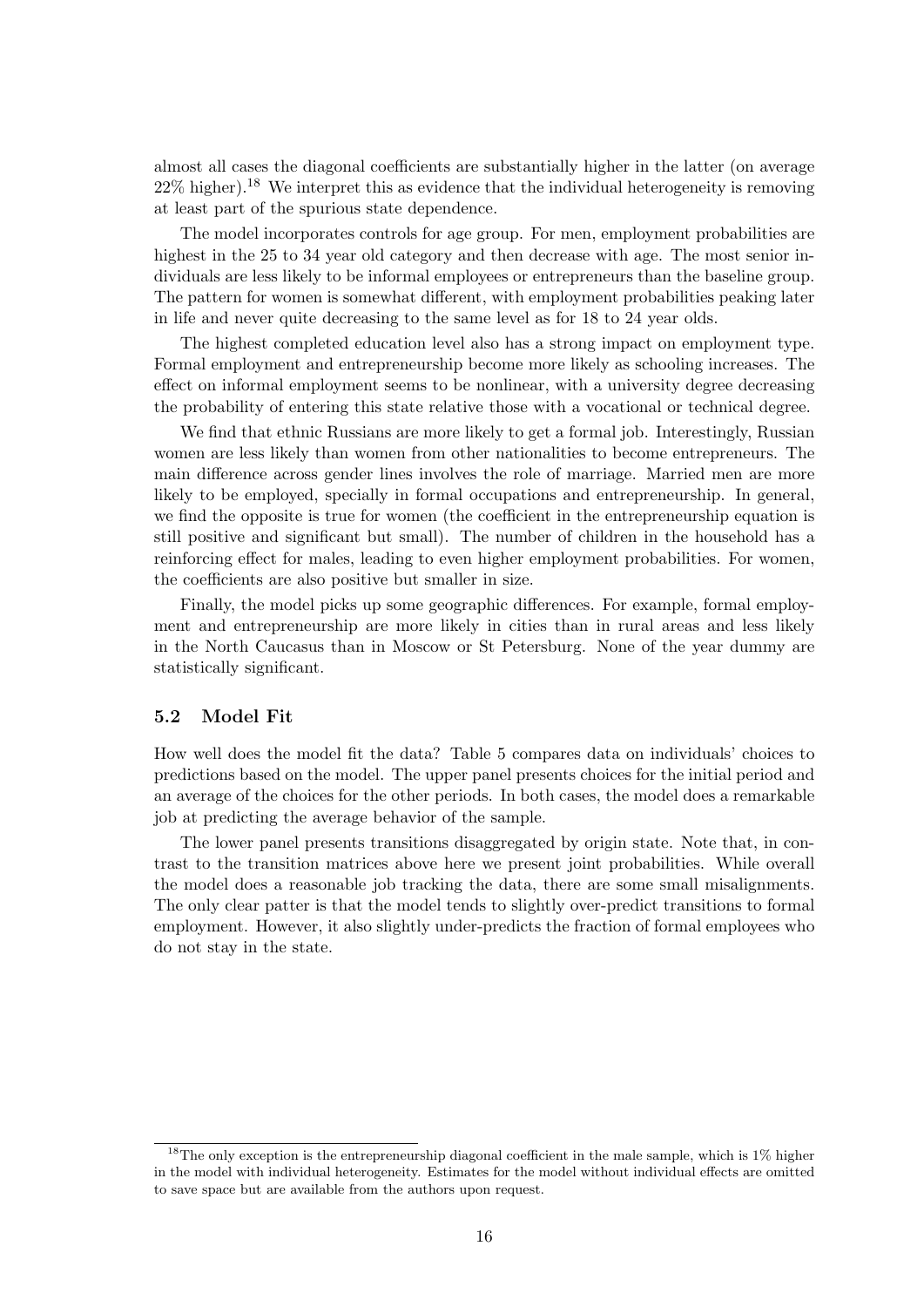almost all cases the diagonal coefficients are substantially higher in the latter (on average 22% higher).[18] We interpret this as evidence that the individual heterogeneity is removing at least part of the spurious state dependence.

The model incorporates controls for age group. For men, employment probabilities are highest in the 25 to 34 year old category and then decrease with age. The most senior individuals are less likely to be informal employees or entrepreneurs than the baseline group. The pattern for women is somewhat different, with employment probabilities peaking later in life and never quite decreasing to the same level as for 18 to 24 year olds.

The highest completed education level also has a strong impact on employment type. Formal employment and entrepreneurship become more likely as schooling increases. The effect on informal employment seems to be nonlinear, with a university degree decreasing the probability of entering this state relative those with a vocational or technical degree.

We find that ethnic Russians are more likely to get a formal job. Interestingly, Russian women are less likely than women from other nationalities to become entrepreneurs. The main difference across gender lines involves the role of marriage. Married men are more likely to be employed, specially in formal occupations and entrepreneurship. In general, we find the opposite is true for women (the coefficient in the entrepreneurship equation is still positive and significant but small). The number of children in the household has a reinforcing effect for males, leading to even higher employment probabilities. For women, the coefficients are also positive but smaller in size.

Finally, the model picks up some geographic differences. For example, formal employment and entrepreneurship are more likely in cities than in rural areas and less likely in the North Caucasus than in Moscow or St Petersburg. None of the year dummy are statistically significant.

### 5.2 Model Fit

How well does the model fit the data? Table 5 compares data on individuals' choices to predictions based on the model. The upper panel presents choices for the initial period and an average of the choices for the other periods. In both cases, the model does a remarkable job at predicting the average behavior of the sample.

The lower panel presents transitions disaggregated by origin state. Note that, in contrast to the transition matrices above here we present joint probabilities. While overall the model does a reasonable job tracking the data, there are some small misalignments. The only clear patter is that the model tends to slightly over-predict transitions to formal employment. However, it also slightly under-predicts the fraction of formal employees who do not stay in the state.

[18] The only exception is the entrepreneurship diagonal coefficient in the male sample, which is 1% higher in the model with individual heterogeneity. Estimates for the model without individual effects are omitted to save space but are available from the authors upon request.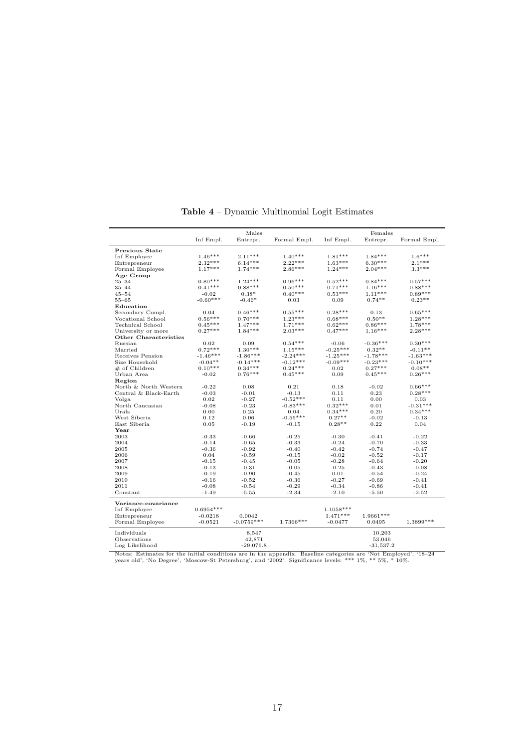**Table 4** – Dynamic Multinomial Logit Estimates

| | Males | | | Females | | |
|---|---|---|---|---|---|---|
| | Inf Empl. | Entrepr. | Formal Empl. | Inf Empl. | Entrepr. | Formal Empl. |
| **Previous State** | | | | | | |
| Inf Employee | 1.46*** | 2.11*** | 1.40*** | 1.81*** | 1.84*** | 1.6*** |
| Entrepreneur | 2.32*** | 6.14*** | 2.22*** | 1.63*** | 6.30*** | 2.1*** |
| Formal Employee | 1.17*** | 1.74*** | 2.86*** | 1.24*** | 2.04*** | 3.3*** |
| **Age Group** | | | | | | |
| 25–34 | 0.80*** | 1.24*** | 0.96*** | 0.52*** | 0.84*** | 0.57*** |
| 35–44 | 0.41*** | 0.88*** | 0.50*** | 0.71*** | 1.16*** | 0.88*** |
| 45–54 | -0.02 | 0.38* | 0.40*** | 0.53*** | 1.11*** | 0.89*** |
| 55–65 | -0.60*** | -0.46* | 0.03 | 0.09 | 0.74** | 0.23** |
| **Education** | | | | | | |
| Secondary Compl. | 0.04 | 0.46*** | 0.55*** | 0.28*** | 0.13 | 0.65*** |
| Vocational School | 0.56*** | 0.70*** | 1.23*** | 0.68*** | 0.50** | 1.28*** |
| Technical School | 0.45*** | 1.47*** | 1.71*** | 0.62*** | 0.86*** | 1.78*** |
| University or more | 0.27*** | 1.84*** | 2.03*** | 0.47*** | 1.16*** | 2.28*** |
| **Other Characteristics** | | | | | | |
| Russian | 0.02 | 0.09 | 0.54*** | -0.06 | -0.36*** | 0.30*** |
| Married | 0.72*** | 1.30*** | 1.15*** | -0.25*** | 0.32** | -0.11** |
| Receives Pension | -1.46*** | -1.86*** | -2.24*** | -1.25*** | -1.78*** | -1.63*** |
| Size Household | -0.04** | -0.14*** | -0.12*** | -0.09*** | -0.23*** | -0.10*** |
| # of Children | 0.10*** | 0.34*** | 0.24*** | 0.02 | 0.27*** | 0.08** |
| Urban Area | -0.02 | 0.76*** | 0.45*** | 0.09 | 0.45*** | 0.26*** |
| **Region** | | | | | | |
| North & North Western | -0.22 | 0.08 | 0.21 | 0.18 | -0.02 | 0.66*** |
| Central & Black-Earth | -0.03 | -0.01 | -0.13 | 0.11 | 0.23 | 0.28*** |
| Volga | 0.02 | -0.27 | -0.52*** | 0.11 | 0.00 | 0.03 |
| North Caucasian | -0.08 | -0.23 | -0.83*** | 0.32*** | 0.01 | -0.31*** |
| Urals | 0.00 | 0.25 | 0.04 | 0.34*** | 0.20 | 0.34*** |
| West Siberia | 0.12 | 0.06 | -0.55*** | 0.27** | -0.02 | -0.13 |
| East Siberia | 0.05 | -0.19 | -0.15 | 0.28** | 0.22 | 0.04 |
| **Year** | | | | | | |
| 2003 | -0.33 | -0.66 | -0.25 | -0.30 | -0.41 | -0.22 |
| 2004 | -0.14 | -0.65 | -0.33 | -0.24 | -0.70 | -0.33 |
| 2005 | -0.36 | -0.92 | -0.40 | -0.42 | -0.74 | -0.47 |
| 2006 | 0.04 | -0.59 | -0.15 | -0.02 | -0.52 | -0.17 |
| 2007 | -0.15 | -0.45 | -0.05 | -0.28 | -0.64 | -0.20 |
| 2008 | -0.13 | -0.31 | -0.05 | -0.25 | -0.43 | -0.08 |
| 2009 | -0.19 | -0.90 | -0.45 | 0.01 | -0.54 | -0.24 |
| 2010 | -0.16 | -0.52 | -0.36 | -0.27 | -0.69 | -0.41 |
| 2011 | -0.08 | -0.54 | -0.29 | -0.34 | -0.86 | -0.41 |
| Constant | -1.49 | -5.55 | -2.34 | -2.10 | -5.50 | -2.52 |
| **Variance-covariance** | | | | | | |
| Inf Employee | 0.6954*** | | | 1.1058*** | | |
| Entrepreneur | -0.0218 | 0.0042 | | 1.471*** | 1.9661*** | |
| Formal Employee | -0.0521 | -0.0759*** | 1.7366*** | -0.0477 | 0.0495 | 1.3899*** |
| Individuals | | 8,547 | | | 10,203 | |
| Observations | | 42,871 | | | 53,046 | |
| Log Likelihood | | -29,076.8 | | | -31,537.2 | |

Notes: Estimates for the initial conditions are in the appendix. Baseline categories are 'Not Employed', '18–24 years old', 'No Degree', 'Moscow-St Petersburg', and '2002'. Significance levels: *** 1%, ** 5%, * 10%.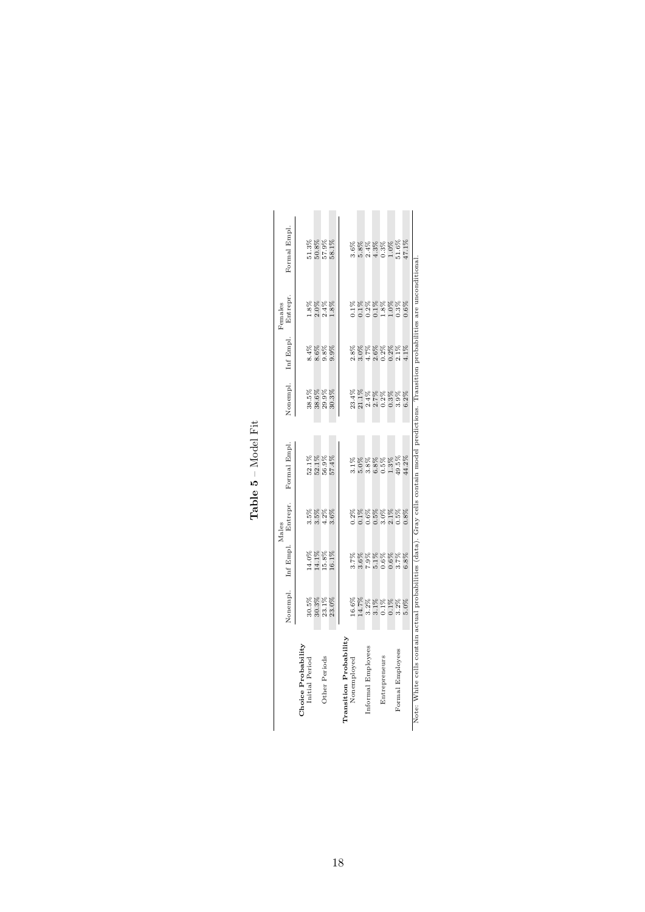**Table 5** – Model Fit

| | Males | | | | Females | | | |
|---|---|---|---|---|---|---|---|---|
| | Nonempl. | Inf Empl. | Entrepr. | Formal Empl. | Nonempl. | Inf Empl. | Entrepr. | Formal Empl. |
| **Choice Probability** | | | | | | | | |
| Initial Period | 30.5% | 14.0% | 3.5% | 52.1% | 38.5% | 8.4% | 1.8% | 51.3% |
| | 30.3% | 14.1% | 3.5% | 52.1% | 38.6% | 8.6% | 2.0% | 50.8% |
| Other Periods | 23.1% | 15.8% | 4.2% | 56.9% | 29.9% | 9.8% | 2.4% | 57.9% |
| | 23.0% | 16.1% | 3.6% | 57.4% | 30.3% | 9.9% | 1.8% | 58.1% |
| **Transition Probability** | | | | | | | | |
| Nonemployed | 16.6% | 3.7% | 0.2% | 3.1% | 23.4% | 2.8% | 0.1% | 3.6% |
| | 14.7% | 3.6% | 0.1% | 5.0% | 21.1% | 3.0% | 0.1% | 5.8% |
| Informal Employees | 3.2% | 7.9% | 0.6% | 3.8% | 2.4% | 4.7% | 0.2% | 2.4% |
| | 3.1% | 5.1% | 0.5% | 6.8% | 2.7% | 2.6% | 0.1% | 4.3% |
| Entrepreneurs | 0.1% | 0.6% | 3.0% | 0.5% | 0.2% | 0.2% | 1.8% | 0.3% |
| | 0.1% | 0.6% | 2.1% | 1.3% | 0.3% | 0.2% | 1.0% | 1.0% |
| Formal Employees | 3.2% | 3.7% | 0.5% | 49.5% | 3.9% | 2.1% | 0.3% | 51.6% |
| | 5.0% | 6.8% | 0.8% | 44.2% | 6.2% | 4.1% | 0.6% | 47.1% |

Note: White cells contain actual probabilities (data). Gray cells contain model predictions. Transition probabilities are unconditional.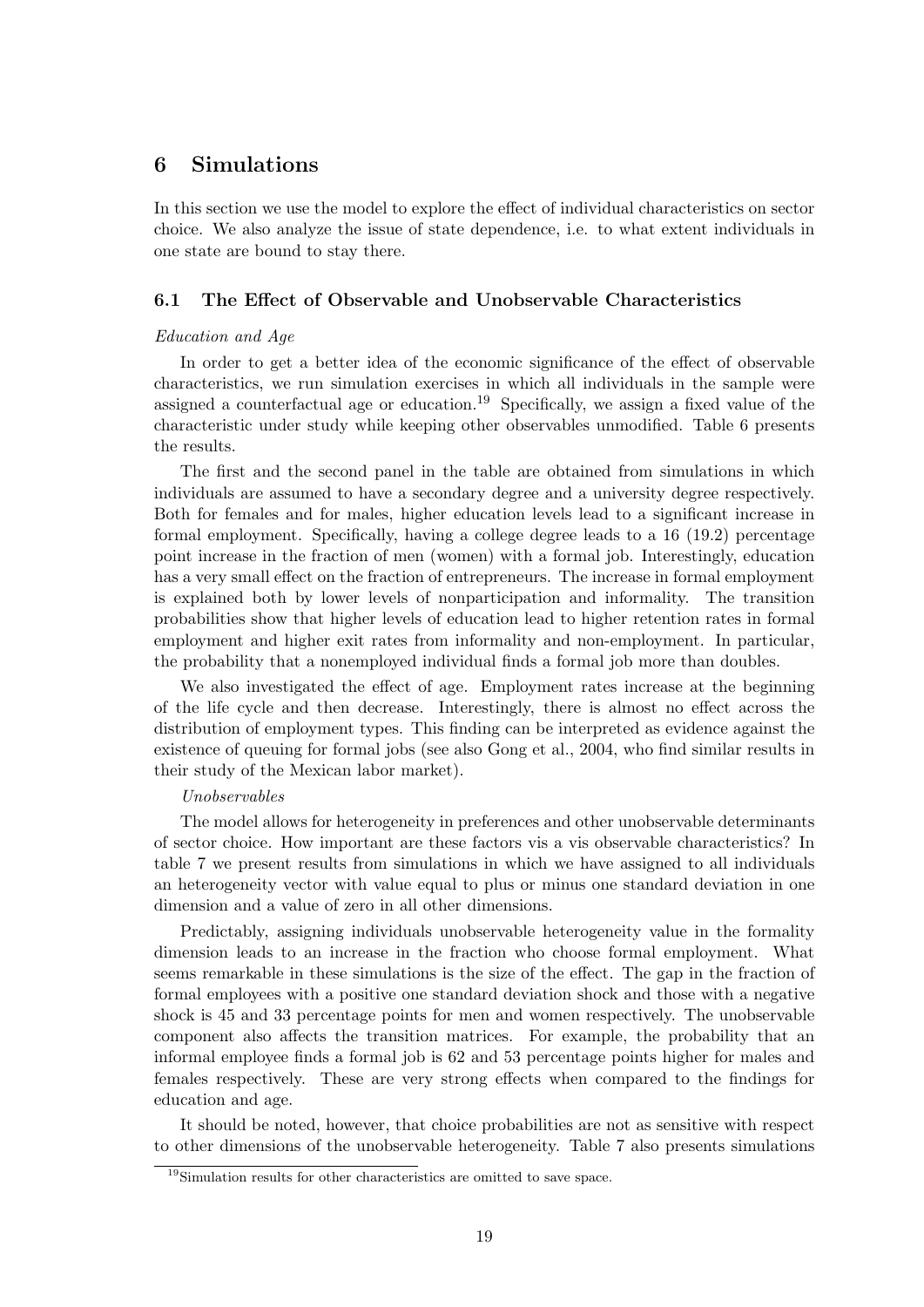## 6 Simulations

In this section we use the model to explore the effect of individual characteristics on sector choice. We also analyze the issue of state dependence, i.e. to what extent individuals in one state are bound to stay there.

### 6.1 The Effect of Observable and Unobservable Characteristics

*Education and Age*

In order to get a better idea of the economic significance of the effect of observable characteristics, we run simulation exercises in which all individuals in the sample were assigned a counterfactual age or education.[19] Specifically, we assign a fixed value of the characteristic under study while keeping other observables unmodified. Table 6 presents the results.

The first and the second panel in the table are obtained from simulations in which individuals are assumed to have a secondary degree and a university degree respectively. Both for females and for males, higher education levels lead to a significant increase in formal employment. Specifically, having a college degree leads to a 16 (19.2) percentage point increase in the fraction of men (women) with a formal job. Interestingly, education has a very small effect on the fraction of entrepreneurs. The increase in formal employment is explained both by lower levels of nonparticipation and informality. The transition probabilities show that higher levels of education lead to higher retention rates in formal employment and higher exit rates from informality and non-employment. In particular, the probability that a nonemployed individual finds a formal job more than doubles.

We also investigated the effect of age. Employment rates increase at the beginning of the life cycle and then decrease. Interestingly, there is almost no effect across the distribution of employment types. This finding can be interpreted as evidence against the existence of queuing for formal jobs (see also Gong et al., 2004, who find similar results in their study of the Mexican labor market).

*Unobservables*

The model allows for heterogeneity in preferences and other unobservable determinants of sector choice. How important are these factors vis a vis observable characteristics? In table 7 we present results from simulations in which we have assigned to all individuals an heterogeneity vector with value equal to plus or minus one standard deviation in one dimension and a value of zero in all other dimensions.

Predictably, assigning individuals unobservable heterogeneity value in the formality dimension leads to an increase in the fraction who choose formal employment. What seems remarkable in these simulations is the size of the effect. The gap in the fraction of formal employees with a positive one standard deviation shock and those with a negative shock is 45 and 33 percentage points for men and women respectively. The unobservable component also affects the transition matrices. For example, the probability that an informal employee finds a formal job is 62 and 53 percentage points higher for males and females respectively. These are very strong effects when compared to the findings for education and age.

It should be noted, however, that choice probabilities are not as sensitive with respect to other dimensions of the unobservable heterogeneity. Table 7 also presents simulations

[19] Simulation results for other characteristics are omitted to save space.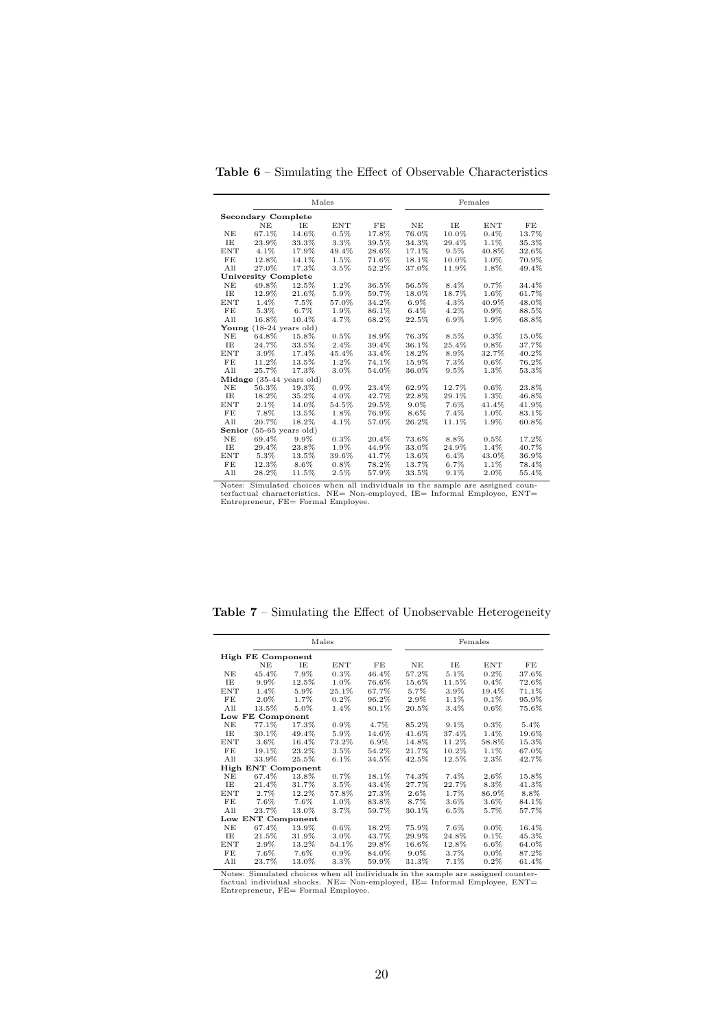**Table 6** – Simulating the Effect of Observable Characteristics

| | Males | | | | Females | | | |
|---|---|---|---|---|---|---|---|---|
| **Secondary Complete** | | | | | | | | |
| | NE | IE | ENT | FE | NE | IE | ENT | FE |
| NE | 67.1% | 14.6% | 0.5% | 17.8% | 76.0% | 10.0% | 0.4% | 13.7% |
| IE | 23.9% | 33.3% | 3.3% | 39.5% | 34.3% | 29.4% | 1.1% | 35.3% |
| ENT | 4.1% | 17.9% | 49.4% | 28.6% | 17.1% | 9.5% | 40.8% | 32.6% |
| FE | 12.8% | 14.1% | 1.5% | 71.6% | 18.1% | 10.0% | 1.0% | 70.9% |
| All | 27.0% | 17.3% | 3.5% | 52.2% | 37.0% | 11.9% | 1.8% | 49.4% |
| **University Complete** | | | | | | | | |
| NE | 49.8% | 12.5% | 1.2% | 36.5% | 56.5% | 8.4% | 0.7% | 34.4% |
| IE | 12.9% | 21.6% | 5.9% | 59.7% | 18.0% | 18.7% | 1.6% | 61.7% |
| ENT | 1.4% | 7.5% | 57.0% | 34.2% | 6.9% | 4.3% | 40.9% | 48.0% |
| FE | 5.3% | 6.7% | 1.9% | 86.1% | 6.4% | 4.2% | 0.9% | 88.5% |
| All | 16.8% | 10.4% | 4.7% | 68.2% | 22.5% | 6.9% | 1.9% | 68.8% |
| **Young** (18-24 years old) | | | | | | | | |
| NE | 64.8% | 15.8% | 0.5% | 18.9% | 76.3% | 8.5% | 0.3% | 15.0% |
| IE | 24.7% | 33.5% | 2.4% | 39.4% | 36.1% | 25.4% | 0.8% | 37.7% |
| ENT | 3.9% | 17.4% | 45.4% | 33.4% | 18.2% | 8.9% | 32.7% | 40.2% |
| FE | 11.2% | 13.5% | 1.2% | 74.1% | 15.9% | 7.3% | 0.6% | 76.2% |
| All | 25.7% | 17.3% | 3.0% | 54.0% | 36.0% | 9.5% | 1.3% | 53.3% |
| **Midage** (35-44 years old) | | | | | | | | |
| NE | 56.3% | 19.3% | 0.9% | 23.4% | 62.9% | 12.7% | 0.6% | 23.8% |
| IE | 18.2% | 35.2% | 4.0% | 42.7% | 22.8% | 29.1% | 1.3% | 46.8% |
| ENT | 2.1% | 14.0% | 54.5% | 29.5% | 9.0% | 7.6% | 41.4% | 41.9% |
| FE | 7.8% | 13.5% | 1.8% | 76.9% | 8.6% | 7.4% | 1.0% | 83.1% |
| All | 20.7% | 18.2% | 4.1% | 57.0% | 26.2% | 11.1% | 1.9% | 60.8% |
| **Senior** (55-65 years old) | | | | | | | | |
| NE | 69.4% | 9.9% | 0.3% | 20.4% | 73.6% | 8.8% | 0.5% | 17.2% |
| IE | 29.4% | 23.8% | 1.9% | 44.9% | 33.0% | 24.9% | 1.4% | 40.7% |
| ENT | 5.3% | 13.5% | 39.6% | 41.7% | 13.6% | 6.4% | 43.0% | 36.9% |
| FE | 12.3% | 8.6% | 0.8% | 78.2% | 13.7% | 6.7% | 1.1% | 78.4% |
| All | 28.2% | 11.5% | 2.5% | 57.9% | 33.5% | 9.1% | 2.0% | 55.4% |

Notes: Simulated choices when all individuals in the sample are assigned counterfactual characteristics. NE= Non-employed, IE= Informal Employee, ENT= Entrepreneur, FE= Formal Employee.

**Table 7** – Simulating the Effect of Unobservable Heterogeneity

| | Males | | | | Females | | | |
|---|---|---|---|---|---|---|---|---|
| **High FE Component** | | | | | | | | |
| | NE | IE | ENT | FE | NE | IE | ENT | FE |
| NE | 45.4% | 7.9% | 0.3% | 46.4% | 57.2% | 5.1% | 0.2% | 37.6% |
| IE | 9.9% | 12.5% | 1.0% | 76.6% | 15.6% | 11.5% | 0.4% | 72.6% |
| ENT | 1.4% | 5.9% | 25.1% | 67.7% | 5.7% | 3.9% | 19.4% | 71.1% |
| FE | 2.0% | 1.7% | 0.2% | 96.2% | 2.9% | 1.1% | 0.1% | 95.9% |
| All | 13.5% | 5.0% | 1.4% | 80.1% | 20.5% | 3.4% | 0.6% | 75.6% |
| **Low FE Component** | | | | | | | | |
| NE | 77.1% | 17.3% | 0.9% | 4.7% | 85.2% | 9.1% | 0.3% | 5.4% |
| IE | 30.1% | 49.4% | 5.9% | 14.6% | 41.6% | 37.4% | 1.4% | 19.6% |
| ENT | 3.6% | 16.4% | 73.2% | 6.9% | 14.8% | 11.2% | 58.8% | 15.3% |
| FE | 19.1% | 23.2% | 3.5% | 54.2% | 21.7% | 10.2% | 1.1% | 67.0% |
| All | 33.9% | 25.5% | 6.1% | 34.5% | 42.5% | 12.5% | 2.3% | 42.7% |
| **High ENT Component** | | | | | | | | |
| NE | 67.4% | 13.8% | 0.7% | 18.1% | 74.3% | 7.4% | 2.6% | 15.8% |
| IE | 21.4% | 31.7% | 3.5% | 43.4% | 27.7% | 22.7% | 8.3% | 41.3% |
| ENT | 2.7% | 12.2% | 57.8% | 27.3% | 2.6% | 1.7% | 86.9% | 8.8% |
| FE | 7.6% | 7.6% | 1.0% | 83.8% | 8.7% | 3.6% | 3.6% | 84.1% |
| All | 23.7% | 13.0% | 3.7% | 59.7% | 30.1% | 6.5% | 5.7% | 57.7% |
| **Low ENT Component** | | | | | | | | |
| NE | 67.4% | 13.9% | 0.6% | 18.2% | 75.9% | 7.6% | 0.0% | 16.4% |
| IE | 21.5% | 31.9% | 3.0% | 43.7% | 29.9% | 24.8% | 0.1% | 45.3% |
| ENT | 2.9% | 13.2% | 54.1% | 29.8% | 16.6% | 12.8% | 6.6% | 64.0% |
| FE | 7.6% | 7.6% | 0.9% | 84.0% | 9.0% | 3.7% | 0.0% | 87.2% |
| All | 23.7% | 13.0% | 3.3% | 59.9% | 31.3% | 7.1% | 0.2% | 61.4% |

Notes: Simulated choices when all individuals in the sample are assigned counterfactual individual shocks. NE= Non-employed, IE= Informal Employee, ENT= Entrepreneur, FE= Formal Employee.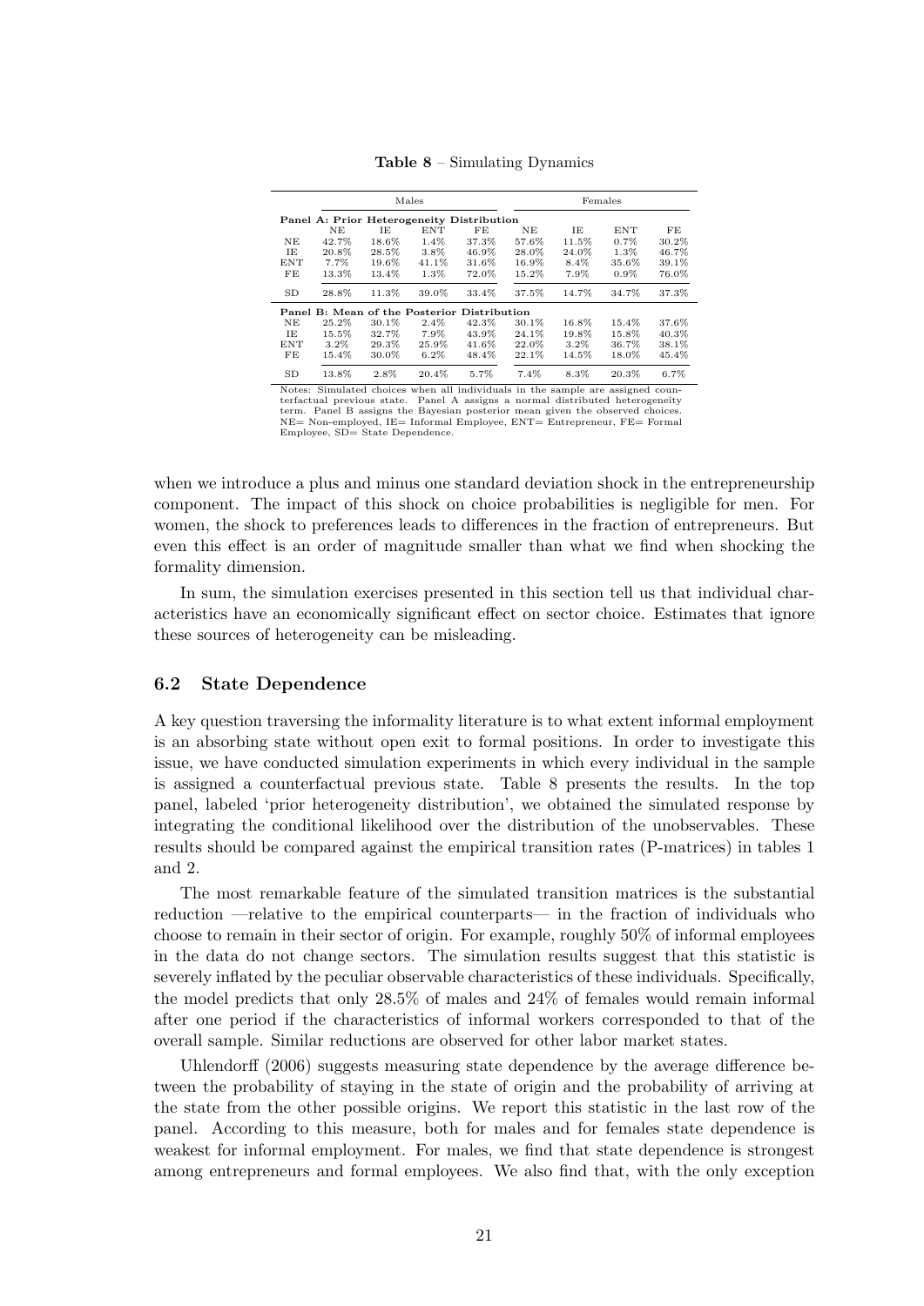**Table 8** – Simulating Dynamics

| | Males | | | | Females | | | |
|---|---|---|---|---|---|---|---|---|
| **Panel A: Prior Heterogeneity Distribution** | | | | | | | | |
| | NE | IE | ENT | FE | NE | IE | ENT | FE |
| NE | 42.7% | 18.6% | 1.4% | 37.3% | 57.6% | 11.5% | 0.7% | 30.2% |
| IE | 20.8% | 28.5% | 3.8% | 46.9% | 28.0% | 24.0% | 1.3% | 46.7% |
| ENT | 7.7% | 19.6% | 41.1% | 31.6% | 16.9% | 8.4% | 35.6% | 39.1% |
| FE | 13.3% | 13.4% | 1.3% | 72.0% | 15.2% | 7.9% | 0.9% | 76.0% |
| SD | 28.8% | 11.3% | 39.0% | 33.4% | 37.5% | 14.7% | 34.7% | 37.3% |
| **Panel B: Mean of the Posterior Distribution** | | | | | | | | |
| NE | 25.2% | 30.1% | 2.4% | 42.3% | 30.1% | 16.8% | 15.4% | 37.6% |
| IE | 15.5% | 32.7% | 7.9% | 43.9% | 24.1% | 19.8% | 15.8% | 40.3% |
| ENT | 3.2% | 29.3% | 25.9% | 41.6% | 22.0% | 3.2% | 36.7% | 38.1% |
| FE | 15.4% | 30.0% | 6.2% | 48.4% | 22.1% | 14.5% | 18.0% | 45.4% |
| SD | 13.8% | 2.8% | 20.4% | 5.7% | 7.4% | 8.3% | 20.3% | 6.7% |

Notes: Simulated choices when all individuals in the sample are assigned counterfactual previous state. Panel A assigns a normal distributed heterogeneity term. Panel B assigns the Bayesian posterior mean given the observed choices. NE= Non-employed, IE= Informal Employee, ENT= Entrepreneur, FE= Formal Employee, SD= State Dependence.

when we introduce a plus and minus one standard deviation shock in the entrepreneurship component. The impact of this shock on choice probabilities is negligible for men. For women, the shock to preferences leads to differences in the fraction of entrepreneurs. But even this effect is an order of magnitude smaller than what we find when shocking the formality dimension.

In sum, the simulation exercises presented in this section tell us that individual characteristics have an economically significant effect on sector choice. Estimates that ignore these sources of heterogeneity can be misleading.

### 6.2 State Dependence

A key question traversing the informality literature is to what extent informal employment is an absorbing state without open exit to formal positions. In order to investigate this issue, we have conducted simulation experiments in which every individual in the sample is assigned a counterfactual previous state. Table 8 presents the results. In the top panel, labeled 'prior heterogeneity distribution', we obtained the simulated response by integrating the conditional likelihood over the distribution of the unobservables. These results should be compared against the empirical transition rates (P-matrices) in tables 1 and 2.

The most remarkable feature of the simulated transition matrices is the substantial reduction —relative to the empirical counterparts— in the fraction of individuals who choose to remain in their sector of origin. For example, roughly 50% of informal employees in the data do not change sectors. The simulation results suggest that this statistic is severely inflated by the peculiar observable characteristics of these individuals. Specifically, the model predicts that only 28.5% of males and 24% of females would remain informal after one period if the characteristics of informal workers corresponded to that of the overall sample. Similar reductions are observed for other labor market states.

Uhlendorff (2006) suggests measuring state dependence by the average difference between the probability of staying in the state of origin and the probability of arriving at the state from the other possible origins. We report this statistic in the last row of the panel. According to this measure, both for males and for females state dependence is weakest for informal employment. For males, we find that state dependence is strongest among entrepreneurs and formal employees. We also find that, with the only exception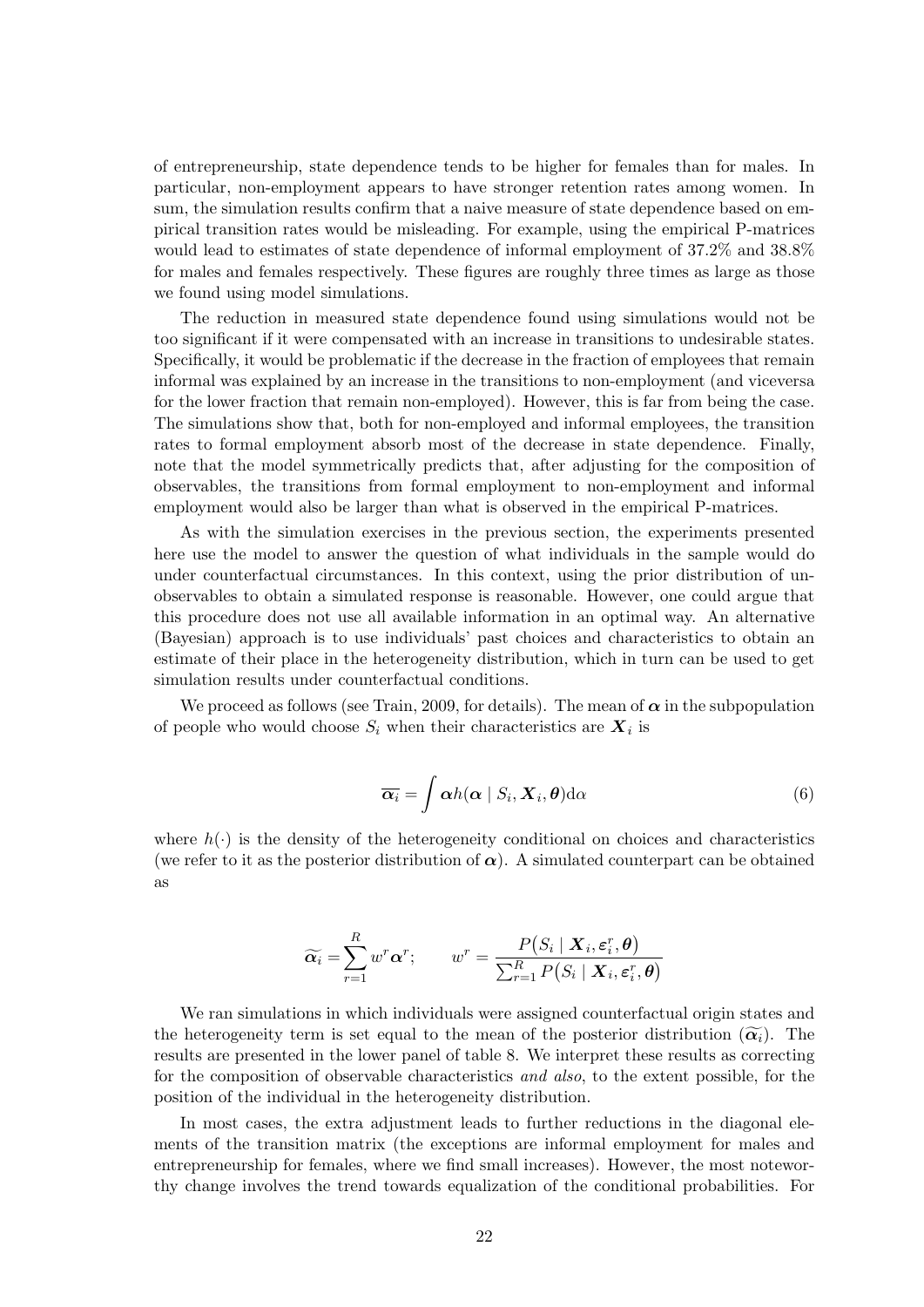of entrepreneurship, state dependence tends to be higher for females than for males. In particular, non-employment appears to have stronger retention rates among women. In sum, the simulation results confirm that a naive measure of state dependence based on empirical transition rates would be misleading. For example, using the empirical P-matrices would lead to estimates of state dependence of informal employment of 37.2% and 38.8% for males and females respectively. These figures are roughly three times as large as those we found using model simulations.

The reduction in measured state dependence found using simulations would not be too significant if it were compensated with an increase in transitions to undesirable states. Specifically, it would be problematic if the decrease in the fraction of employees that remain informal was explained by an increase in the transitions to non-employment (and viceversa for the lower fraction that remain non-employed). However, this is far from being the case. The simulations show that, both for non-employed and informal employees, the transition rates to formal employment absorb most of the decrease in state dependence. Finally, note that the model symmetrically predicts that, after adjusting for the composition of observables, the transitions from formal employment to non-employment and informal employment would also be larger than what is observed in the empirical P-matrices.

As with the simulation exercises in the previous section, the experiments presented here use the model to answer the question of what individuals in the sample would do under counterfactual circumstances. In this context, using the prior distribution of unobservables to obtain a simulated response is reasonable. However, one could argue that this procedure does not use all available information in an optimal way. An alternative (Bayesian) approach is to use individuals' past choices and characteristics to obtain an estimate of their place in the heterogeneity distribution, which in turn can be used to get simulation results under counterfactual conditions.

We proceed as follows (see Train, 2009, for details). The mean of $\boldsymbol{\alpha}$ in the subpopulation of people who would choose $S_i$ when their characteristics are $\boldsymbol{X}_i$ is

$$\overline{\boldsymbol{\alpha}_i} = \int \boldsymbol{\alpha} h(\boldsymbol{\alpha} \mid S_i, \boldsymbol{X}_i, \boldsymbol{\theta}) \mathrm{d}\alpha \tag{6}$$

where $h(\cdot)$ is the density of the heterogeneity conditional on choices and characteristics (we refer to it as the posterior distribution of $\boldsymbol{\alpha}$). A simulated counterpart can be obtained as

$$\widetilde{\boldsymbol{\alpha}_i} = \sum_{r=1}^{R} w^r \boldsymbol{\alpha}^r; \qquad w^r = \frac{P\big(S_i \mid \boldsymbol{X}_i, \varepsilon_i^r, \boldsymbol{\theta}\big)}{\sum_{r=1}^{R} P\big(S_i \mid \boldsymbol{X}_i, \varepsilon_i^r, \boldsymbol{\theta}\big)}$$

We ran simulations in which individuals were assigned counterfactual origin states and the heterogeneity term is set equal to the mean of the posterior distribution ($\widetilde{\boldsymbol{\alpha}_i}$). The results are presented in the lower panel of table 8. We interpret these results as correcting for the composition of observable characteristics *and also*, to the extent possible, for the position of the individual in the heterogeneity distribution.

In most cases, the extra adjustment leads to further reductions in the diagonal elements of the transition matrix (the exceptions are informal employment for males and entrepreneurship for females, where we find small increases). However, the most noteworthy change involves the trend towards equalization of the conditional probabilities. For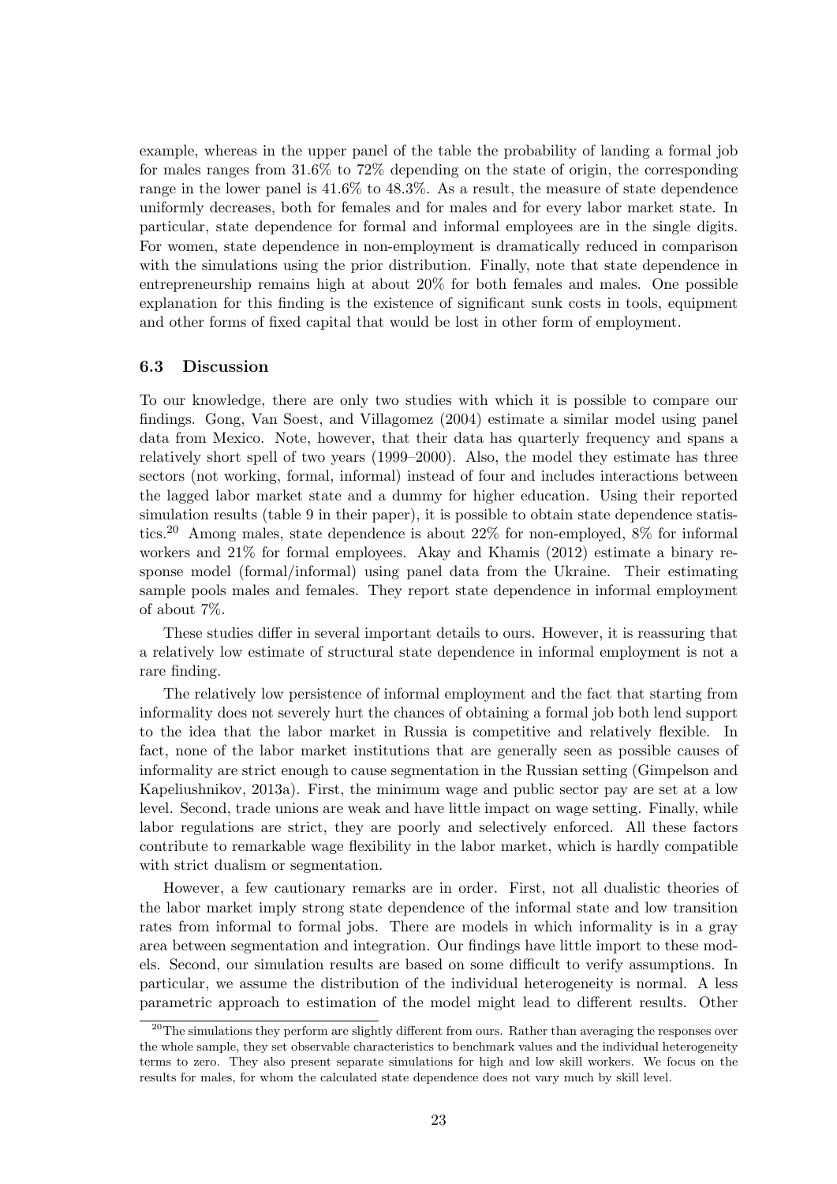example, whereas in the upper panel of the table the probability of landing a formal job for males ranges from 31.6% to 72% depending on the state of origin, the corresponding range in the lower panel is 41.6% to 48.3%. As a result, the measure of state dependence uniformly decreases, both for females and for males and for every labor market state. In particular, state dependence for formal and informal employees are in the single digits. For women, state dependence in non-employment is dramatically reduced in comparison with the simulations using the prior distribution. Finally, note that state dependence in entrepreneurship remains high at about 20% for both females and males. One possible explanation for this finding is the existence of significant sunk costs in tools, equipment and other forms of fixed capital that would be lost in other form of employment.

### 6.3 Discussion

To our knowledge, there are only two studies with which it is possible to compare our findings. Gong, Van Soest, and Villagomez (2004) estimate a similar model using panel data from Mexico. Note, however, that their data has quarterly frequency and spans a relatively short spell of two years (1999–2000). Also, the model they estimate has three sectors (not working, formal, informal) instead of four and includes interactions between the lagged labor market state and a dummy for higher education. Using their reported simulation results (table 9 in their paper), it is possible to obtain state dependence statistics.[20] Among males, state dependence is about 22% for non-employed, 8% for informal workers and 21% for formal employees. Akay and Khamis (2012) estimate a binary response model (formal/informal) using panel data from the Ukraine. Their estimating sample pools males and females. They report state dependence in informal employment of about 7%.

These studies differ in several important details to ours. However, it is reassuring that a relatively low estimate of structural state dependence in informal employment is not a rare finding.

The relatively low persistence of informal employment and the fact that starting from informality does not severely hurt the chances of obtaining a formal job both lend support to the idea that the labor market in Russia is competitive and relatively flexible. In fact, none of the labor market institutions that are generally seen as possible causes of informality are strict enough to cause segmentation in the Russian setting (Gimpelson and Kapeliushnikov, 2013a). First, the minimum wage and public sector pay are set at a low level. Second, trade unions are weak and have little impact on wage setting. Finally, while labor regulations are strict, they are poorly and selectively enforced. All these factors contribute to remarkable wage flexibility in the labor market, which is hardly compatible with strict dualism or segmentation.

However, a few cautionary remarks are in order. First, not all dualistic theories of the labor market imply strong state dependence of the informal state and low transition rates from informal to formal jobs. There are models in which informality is in a gray area between segmentation and integration. Our findings have little import to these models. Second, our simulation results are based on some difficult to verify assumptions. In particular, we assume the distribution of the individual heterogeneity is normal. A less parametric approach to estimation of the model might lead to different results. Other

[20] The simulations they perform are slightly different from ours. Rather than averaging the responses over the whole sample, they set observable characteristics to benchmark values and the individual heterogeneity terms to zero. They also present separate simulations for high and low skill workers. We focus on the results for males, for whom the calculated state dependence does not vary much by skill level.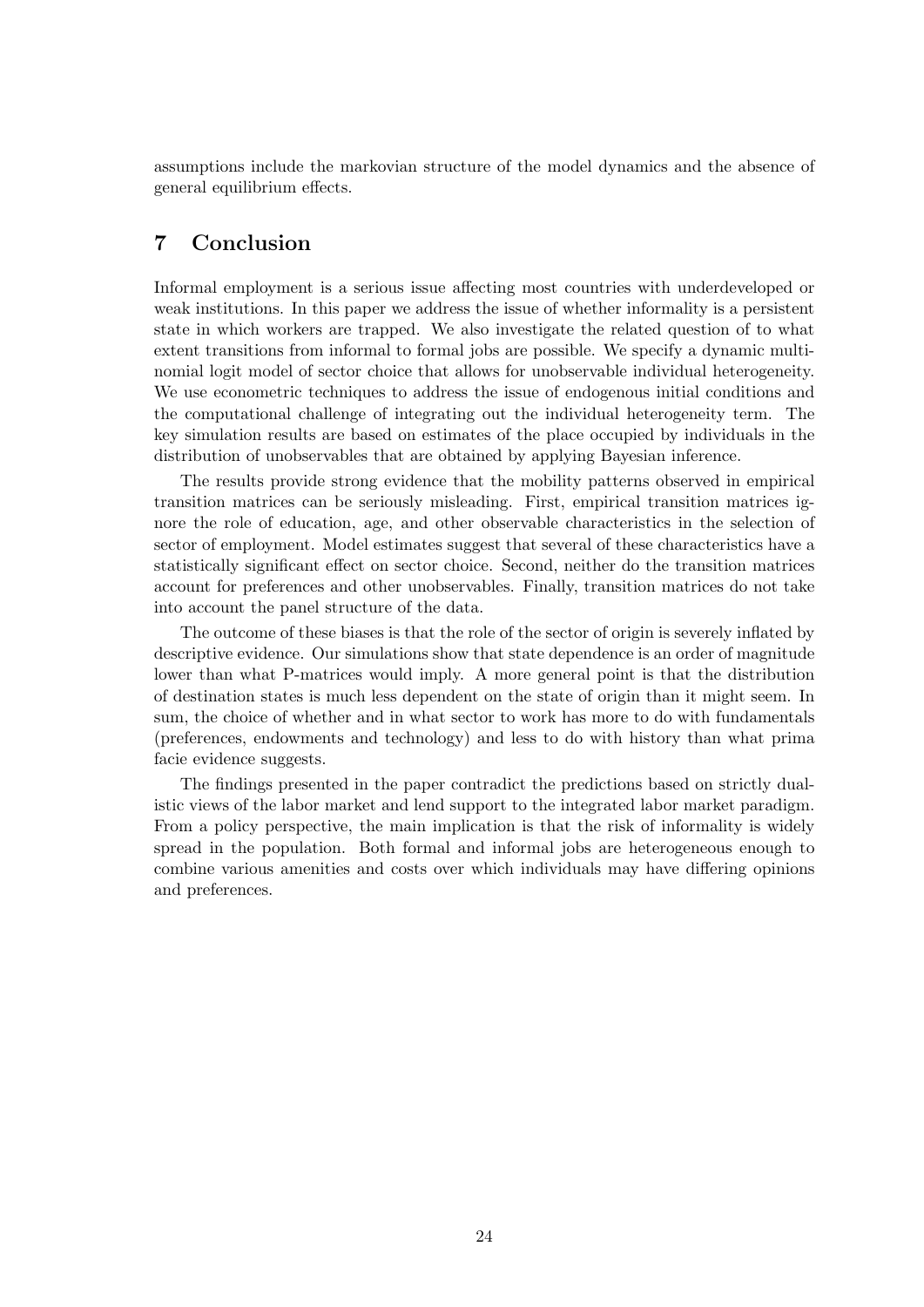assumptions include the markovian structure of the model dynamics and the absence of general equilibrium effects.

## 7 Conclusion

Informal employment is a serious issue affecting most countries with underdeveloped or weak institutions. In this paper we address the issue of whether informality is a persistent state in which workers are trapped. We also investigate the related question of to what extent transitions from informal to formal jobs are possible. We specify a dynamic multinomial logit model of sector choice that allows for unobservable individual heterogeneity. We use econometric techniques to address the issue of endogenous initial conditions and the computational challenge of integrating out the individual heterogeneity term. The key simulation results are based on estimates of the place occupied by individuals in the distribution of unobservables that are obtained by applying Bayesian inference.

The results provide strong evidence that the mobility patterns observed in empirical transition matrices can be seriously misleading. First, empirical transition matrices ignore the role of education, age, and other observable characteristics in the selection of sector of employment. Model estimates suggest that several of these characteristics have a statistically significant effect on sector choice. Second, neither do the transition matrices account for preferences and other unobservables. Finally, transition matrices do not take into account the panel structure of the data.

The outcome of these biases is that the role of the sector of origin is severely inflated by descriptive evidence. Our simulations show that state dependence is an order of magnitude lower than what P-matrices would imply. A more general point is that the distribution of destination states is much less dependent on the state of origin than it might seem. In sum, the choice of whether and in what sector to work has more to do with fundamentals (preferences, endowments and technology) and less to do with history than what prima facie evidence suggests.

The findings presented in the paper contradict the predictions based on strictly dualistic views of the labor market and lend support to the integrated labor market paradigm. From a policy perspective, the main implication is that the risk of informality is widely spread in the population. Both formal and informal jobs are heterogeneous enough to combine various amenities and costs over which individuals may have differing opinions and preferences.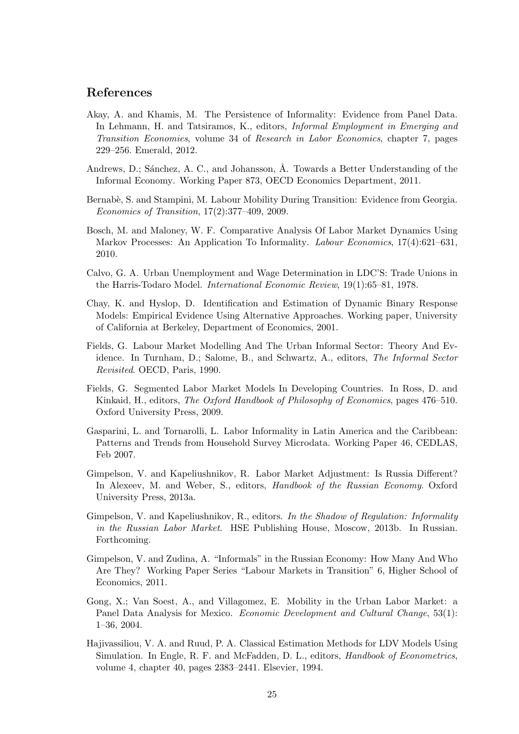## References

Akay, A. and Khamis, M. The Persistence of Informality: Evidence from Panel Data. In Lehmann, H. and Tatsiramos, K., editors, *Informal Employment in Emerging and Transition Economies*, volume 34 of *Research in Labor Economics*, chapter 7, pages 229–256. Emerald, 2012.

Andrews, D.; Sánchez, A. C., and Johansson, Å. Towards a Better Understanding of the Informal Economy. Working Paper 873, OECD Economics Department, 2011.

Bernabè, S. and Stampini, M. Labour Mobility During Transition: Evidence from Georgia. *Economics of Transition*, 17(2):377–409, 2009.

Bosch, M. and Maloney, W. F. Comparative Analysis Of Labor Market Dynamics Using Markov Processes: An Application To Informality. *Labour Economics*, 17(4):621–631, 2010.

Calvo, G. A. Urban Unemployment and Wage Determination in LDC'S: Trade Unions in the Harris-Todaro Model. *International Economic Review*, 19(1):65–81, 1978.

Chay, K. and Hyslop, D. Identification and Estimation of Dynamic Binary Response Models: Empirical Evidence Using Alternative Approaches. Working paper, University of California at Berkeley, Department of Economics, 2001.

Fields, G. Labour Market Modelling And The Urban Informal Sector: Theory And Evidence. In Turnham, D.; Salome, B., and Schwartz, A., editors, *The Informal Sector Revisited*. OECD, Paris, 1990.

Fields, G. Segmented Labor Market Models In Developing Countries. In Ross, D. and Kinkaid, H., editors, *The Oxford Handbook of Philosophy of Economics*, pages 476–510. Oxford University Press, 2009.

Gasparini, L. and Tornarolli, L. Labor Informality in Latin America and the Caribbean: Patterns and Trends from Household Survey Microdata. Working Paper 46, CEDLAS, Feb 2007.

Gimpelson, V. and Kapeliushnikov, R. Labor Market Adjustment: Is Russia Different? In Alexeev, M. and Weber, S., editors, *Handbook of the Russian Economy*. Oxford University Press, 2013a.

Gimpelson, V. and Kapeliushnikov, R., editors. *In the Shadow of Regulation: Informality in the Russian Labor Market*. HSE Publishing House, Moscow, 2013b. In Russian. Forthcoming.

Gimpelson, V. and Zudina, A. "Informals" in the Russian Economy: How Many And Who Are They? Working Paper Series "Labour Markets in Transition" 6, Higher School of Economics, 2011.

Gong, X.; Van Soest, A., and Villagomez, E. Mobility in the Urban Labor Market: a Panel Data Analysis for Mexico. *Economic Development and Cultural Change*, 53(1): 1–36, 2004.

Hajivassiliou, V. A. and Ruud, P. A. Classical Estimation Methods for LDV Models Using Simulation. In Engle, R. F. and McFadden, D. L., editors, *Handbook of Econometrics*, volume 4, chapter 40, pages 2383–2441. Elsevier, 1994.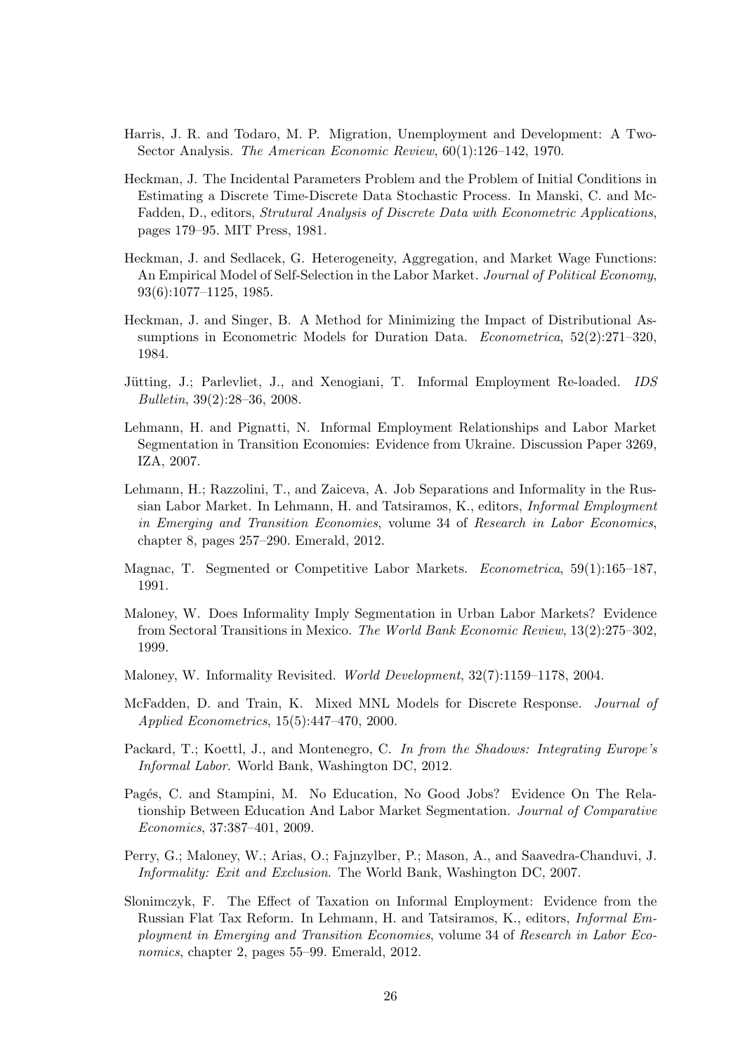Harris, J. R. and Todaro, M. P. Migration, Unemployment and Development: A Two-Sector Analysis. *The American Economic Review*, 60(1):126–142, 1970.

Heckman, J. The Incidental Parameters Problem and the Problem of Initial Conditions in Estimating a Discrete Time-Discrete Data Stochastic Process. In Manski, C. and McFadden, D., editors, *Strutural Analysis of Discrete Data with Econometric Applications*, pages 179–95. MIT Press, 1981.

Heckman, J. and Sedlacek, G. Heterogeneity, Aggregation, and Market Wage Functions: An Empirical Model of Self-Selection in the Labor Market. *Journal of Political Economy*, 93(6):1077–1125, 1985.

Heckman, J. and Singer, B. A Method for Minimizing the Impact of Distributional Assumptions in Econometric Models for Duration Data. *Econometrica*, 52(2):271–320, 1984.

Jütting, J.; Parlevliet, J., and Xenogiani, T. Informal Employment Re-loaded. *IDS Bulletin*, 39(2):28–36, 2008.

Lehmann, H. and Pignatti, N. Informal Employment Relationships and Labor Market Segmentation in Transition Economies: Evidence from Ukraine. Discussion Paper 3269, IZA, 2007.

Lehmann, H.; Razzolini, T., and Zaiceva, A. Job Separations and Informality in the Russian Labor Market. In Lehmann, H. and Tatsiramos, K., editors, *Informal Employment in Emerging and Transition Economies*, volume 34 of *Research in Labor Economics*, chapter 8, pages 257–290. Emerald, 2012.

Magnac, T. Segmented or Competitive Labor Markets. *Econometrica*, 59(1):165–187, 1991.

Maloney, W. Does Informality Imply Segmentation in Urban Labor Markets? Evidence from Sectoral Transitions in Mexico. *The World Bank Economic Review*, 13(2):275–302, 1999.

Maloney, W. Informality Revisited. *World Development*, 32(7):1159–1178, 2004.

McFadden, D. and Train, K. Mixed MNL Models for Discrete Response. *Journal of Applied Econometrics*, 15(5):447–470, 2000.

Packard, T.; Koettl, J., and Montenegro, C. *In from the Shadows: Integrating Europe's Informal Labor*. World Bank, Washington DC, 2012.

Pagés, C. and Stampini, M. No Education, No Good Jobs? Evidence On The Relationship Between Education And Labor Market Segmentation. *Journal of Comparative Economics*, 37:387–401, 2009.

Perry, G.; Maloney, W.; Arias, O.; Fajnzylber, P.; Mason, A., and Saavedra-Chanduvi, J. *Informality: Exit and Exclusion*. The World Bank, Washington DC, 2007.

Slonimczyk, F. The Effect of Taxation on Informal Employment: Evidence from the Russian Flat Tax Reform. In Lehmann, H. and Tatsiramos, K., editors, *Informal Employment in Emerging and Transition Economies*, volume 34 of *Research in Labor Economics*, chapter 2, pages 55–99. Emerald, 2012.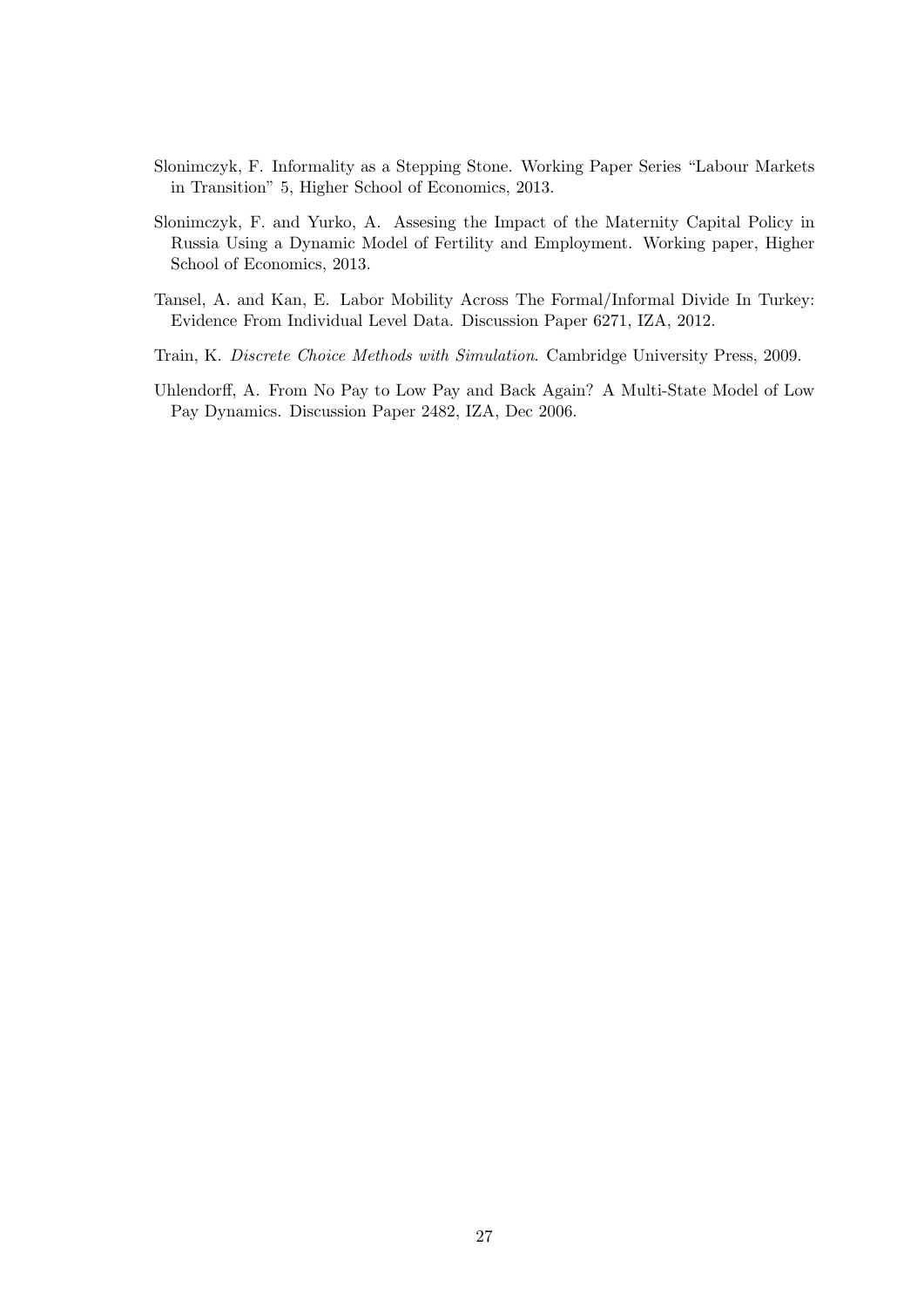Slonimczyk, F. Informality as a Stepping Stone. Working Paper Series "Labour Markets in Transition" 5, Higher School of Economics, 2013.

Slonimczyk, F. and Yurko, A. Assesing the Impact of the Maternity Capital Policy in Russia Using a Dynamic Model of Fertility and Employment. Working paper, Higher School of Economics, 2013.

Tansel, A. and Kan, E. Labor Mobility Across The Formal/Informal Divide In Turkey: Evidence From Individual Level Data. Discussion Paper 6271, IZA, 2012.

Train, K. *Discrete Choice Methods with Simulation*. Cambridge University Press, 2009.

Uhlendorff, A. From No Pay to Low Pay and Back Again? A Multi-State Model of Low Pay Dynamics. Discussion Paper 2482, IZA, Dec 2006.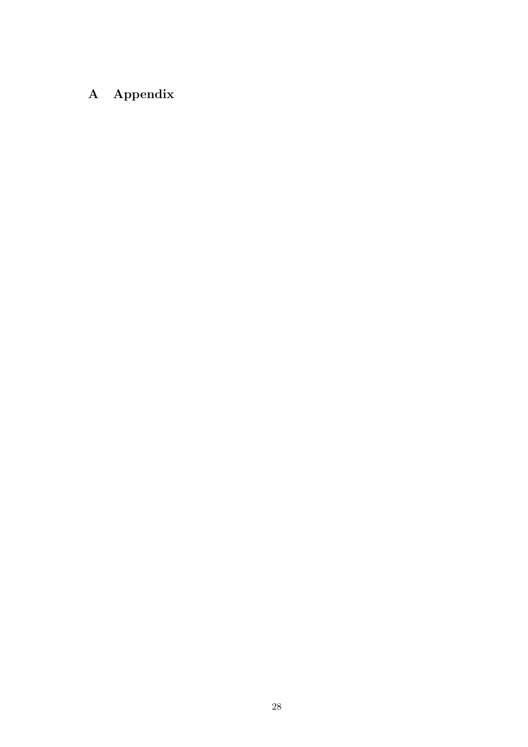# A Appendix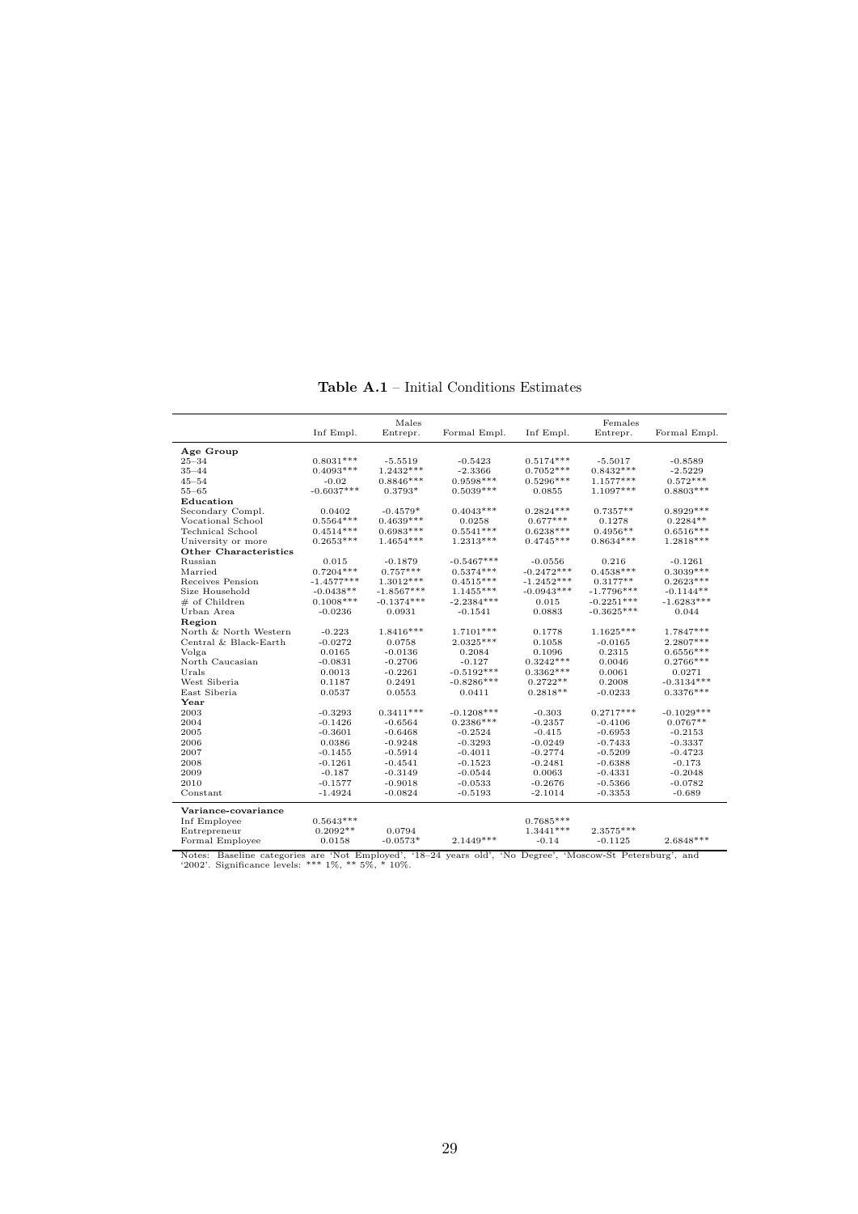**Table A.1** – Initial Conditions Estimates

| | Males | | | Females | | |
|---|---|---|---|---|---|---|
| | Inf Empl. | Entrepr. | Formal Empl. | Inf Empl. | Entrepr. | Formal Empl. |
| **Age Group** | | | | | | |
| 25–34 | 0.8031*** | -5.5519 | -0.5423 | 0.5174*** | -5.5017 | -0.8589 |
| 35–44 | 0.4093*** | 1.2432*** | -2.3366 | 0.7052*** | 0.8432*** | -2.5229 |
| 45–54 | -0.02 | 0.8846*** | 0.9598*** | 0.5296*** | 1.1577*** | 0.572*** |
| 55–65 | -0.6037*** | 0.3793* | 0.5039*** | 0.0855 | 1.1097*** | 0.8803*** |
| **Education** | | | | | | |
| Secondary Compl. | 0.0402 | -0.4579* | 0.4043*** | 0.2824*** | 0.7357** | 0.8929*** |
| Vocational School | 0.5564*** | 0.4639*** | 0.0258 | 0.677*** | 0.1278 | 0.2284** |
| Technical School | 0.4514*** | 0.6983*** | 0.5541*** | 0.6238*** | 0.4956** | 0.6516*** |
| University or more | 0.2653*** | 1.4654*** | 1.2313*** | 0.4745*** | 0.8634*** | 1.2818*** |
| **Other Characteristics** | | | | | | |
| Russian | 0.015 | -0.1879 | -0.5467*** | -0.0556 | 0.216 | -0.1261 |
| Married | 0.7204*** | 0.757*** | 0.5374*** | -0.2472*** | 0.4538*** | 0.3039*** |
| Receives Pension | -1.4577*** | 1.3012*** | 0.4515*** | -1.2452*** | 0.3177** | 0.2623*** |
| Size Household | -0.0438** | -1.8567*** | 1.1455*** | -0.0943*** | -1.7796*** | -0.1144** |
| # of Children | 0.1008*** | -0.1374*** | -2.2384*** | 0.015 | -0.2251*** | -1.6283*** |
| Urban Area | -0.0236 | 0.0931 | -0.1541 | 0.0883 | -0.3625*** | 0.044 |
| **Region** | | | | | | |
| North & North Western | -0.223 | 1.8416*** | 1.7101*** | 0.1778 | 1.1625*** | 1.7847*** |
| Central & Black-Earth | -0.0272 | 0.0758 | 2.0325*** | 0.1058 | -0.0165 | 2.2807*** |
| Volga | 0.0165 | -0.0136 | 0.2084 | 0.1096 | 0.2315 | 0.6556*** |
| North Caucasian | -0.0831 | -0.2706 | -0.127 | 0.3242*** | 0.0046 | 0.2766*** |
| Urals | 0.0013 | -0.2261 | -0.5192*** | 0.3362*** | 0.0061 | 0.0271 |
| West Siberia | 0.1187 | 0.2491 | -0.8286*** | 0.2722** | 0.2008 | -0.3134*** |
| East Siberia | 0.0537 | 0.0553 | 0.0411 | 0.2818** | -0.0233 | 0.3376*** |
| **Year** | | | | | | |
| 2003 | -0.3293 | 0.3411*** | -0.1208*** | -0.303 | 0.2717*** | -0.1029*** |
| 2004 | -0.1426 | -0.6564 | 0.2386*** | -0.2357 | -0.4106 | 0.0767** |
| 2005 | -0.3601 | -0.6468 | -0.2524 | -0.415 | -0.6953 | -0.2153 |
| 2006 | 0.0386 | -0.9248 | -0.3293 | -0.0249 | -0.7433 | -0.3337 |
| 2007 | -0.1455 | -0.5914 | -0.4011 | -0.2774 | -0.5209 | -0.4723 |
| 2008 | -0.1261 | -0.4541 | -0.1523 | -0.2481 | -0.6388 | -0.173 |
| 2009 | -0.187 | -0.3149 | -0.0544 | 0.0063 | -0.4331 | -0.2048 |
| 2010 | -0.1577 | -0.9018 | -0.0533 | -0.2676 | -0.5366 | -0.0782 |
| Constant | -1.4924 | -0.0824 | -0.5193 | -2.1014 | -0.3353 | -0.689 |
| **Variance-covariance** | | | | | | |
| Inf Employee | 0.5643*** | | | 0.7685*** | | |
| Entrepreneur | 0.2092** | 0.0794 | | 1.3441*** | 2.3575*** | |
| Formal Employee | 0.0158 | -0.0573* | 2.1449*** | -0.14 | -0.1125 | 2.6848*** |

Notes: Baseline categories are 'Not Employed', '18–24 years old', 'No Degree', 'Moscow-St Petersburg', and '2002'. Significance levels: *** 1%, ** 5%, * 10%.